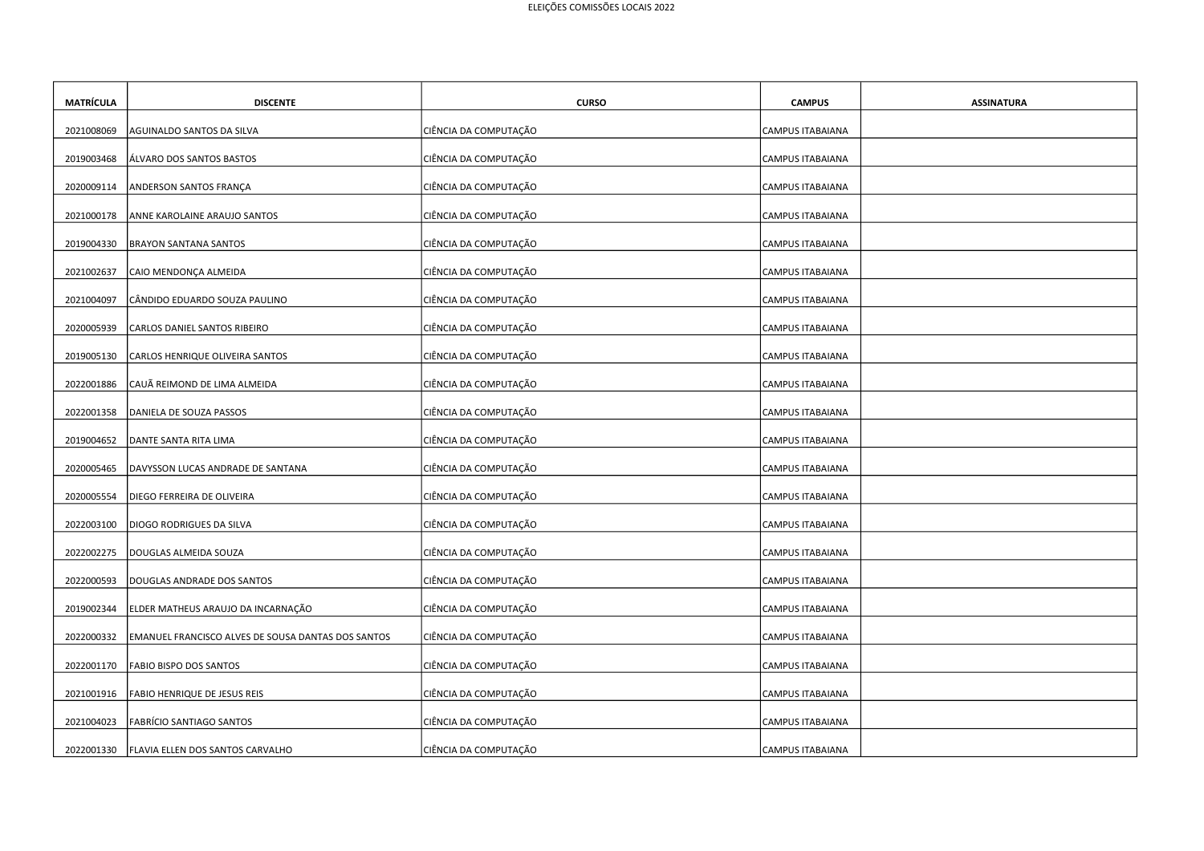ELEIÇÕES COMISSÕES LOCAIS 2022

| MATRÍCULA | DISCENTE | CURSO | CAMPUS | ASSINATURA |
|---|---|---|---|---|
| 2021008069 | AGUINALDO SANTOS DA SILVA | CIÊNCIA DA COMPUTAÇÃO | CAMPUS ITABAIANA | |
| 2019003468 | ÁLVARO DOS SANTOS BASTOS | CIÊNCIA DA COMPUTAÇÃO | CAMPUS ITABAIANA | |
| 2020009114 | ANDERSON SANTOS FRANÇA | CIÊNCIA DA COMPUTAÇÃO | CAMPUS ITABAIANA | |
| 2021000178 | ANNE KAROLAINE ARAUJO SANTOS | CIÊNCIA DA COMPUTAÇÃO | CAMPUS ITABAIANA | |
| 2019004330 | BRAYON SANTANA SANTOS | CIÊNCIA DA COMPUTAÇÃO | CAMPUS ITABAIANA | |
| 2021002637 | CAIO MENDONÇA ALMEIDA | CIÊNCIA DA COMPUTAÇÃO | CAMPUS ITABAIANA | |
| 2021004097 | CÂNDIDO EDUARDO SOUZA PAULINO | CIÊNCIA DA COMPUTAÇÃO | CAMPUS ITABAIANA | |
| 2020005939 | CARLOS DANIEL SANTOS RIBEIRO | CIÊNCIA DA COMPUTAÇÃO | CAMPUS ITABAIANA | |
| 2019005130 | CARLOS HENRIQUE OLIVEIRA SANTOS | CIÊNCIA DA COMPUTAÇÃO | CAMPUS ITABAIANA | |
| 2022001886 | CAUÃ REIMOND DE LIMA ALMEIDA | CIÊNCIA DA COMPUTAÇÃO | CAMPUS ITABAIANA | |
| 2022001358 | DANIELA DE SOUZA PASSOS | CIÊNCIA DA COMPUTAÇÃO | CAMPUS ITABAIANA | |
| 2019004652 | DANTE SANTA RITA LIMA | CIÊNCIA DA COMPUTAÇÃO | CAMPUS ITABAIANA | |
| 2020005465 | DAVYSSON LUCAS ANDRADE DE SANTANA | CIÊNCIA DA COMPUTAÇÃO | CAMPUS ITABAIANA | |
| 2020005554 | DIEGO FERREIRA DE OLIVEIRA | CIÊNCIA DA COMPUTAÇÃO | CAMPUS ITABAIANA | |
| 2022003100 | DIOGO RODRIGUES DA SILVA | CIÊNCIA DA COMPUTAÇÃO | CAMPUS ITABAIANA | |
| 2022002275 | DOUGLAS ALMEIDA SOUZA | CIÊNCIA DA COMPUTAÇÃO | CAMPUS ITABAIANA | |
| 2022000593 | DOUGLAS ANDRADE DOS SANTOS | CIÊNCIA DA COMPUTAÇÃO | CAMPUS ITABAIANA | |
| 2019002344 | ELDER MATHEUS ARAUJO DA INCARNAÇÃO | CIÊNCIA DA COMPUTAÇÃO | CAMPUS ITABAIANA | |
| 2022000332 | EMANUEL FRANCISCO ALVES DE SOUSA DANTAS DOS SANTOS | CIÊNCIA DA COMPUTAÇÃO | CAMPUS ITABAIANA | |
| 2022001170 | FABIO BISPO DOS SANTOS | CIÊNCIA DA COMPUTAÇÃO | CAMPUS ITABAIANA | |
| 2021001916 | FABIO HENRIQUE DE JESUS REIS | CIÊNCIA DA COMPUTAÇÃO | CAMPUS ITABAIANA | |
| 2021004023 | FABRÍCIO SANTIAGO SANTOS | CIÊNCIA DA COMPUTAÇÃO | CAMPUS ITABAIANA | |
| 2022001330 | FLAVIA ELLEN DOS SANTOS CARVALHO | CIÊNCIA DA COMPUTAÇÃO | CAMPUS ITABAIANA | |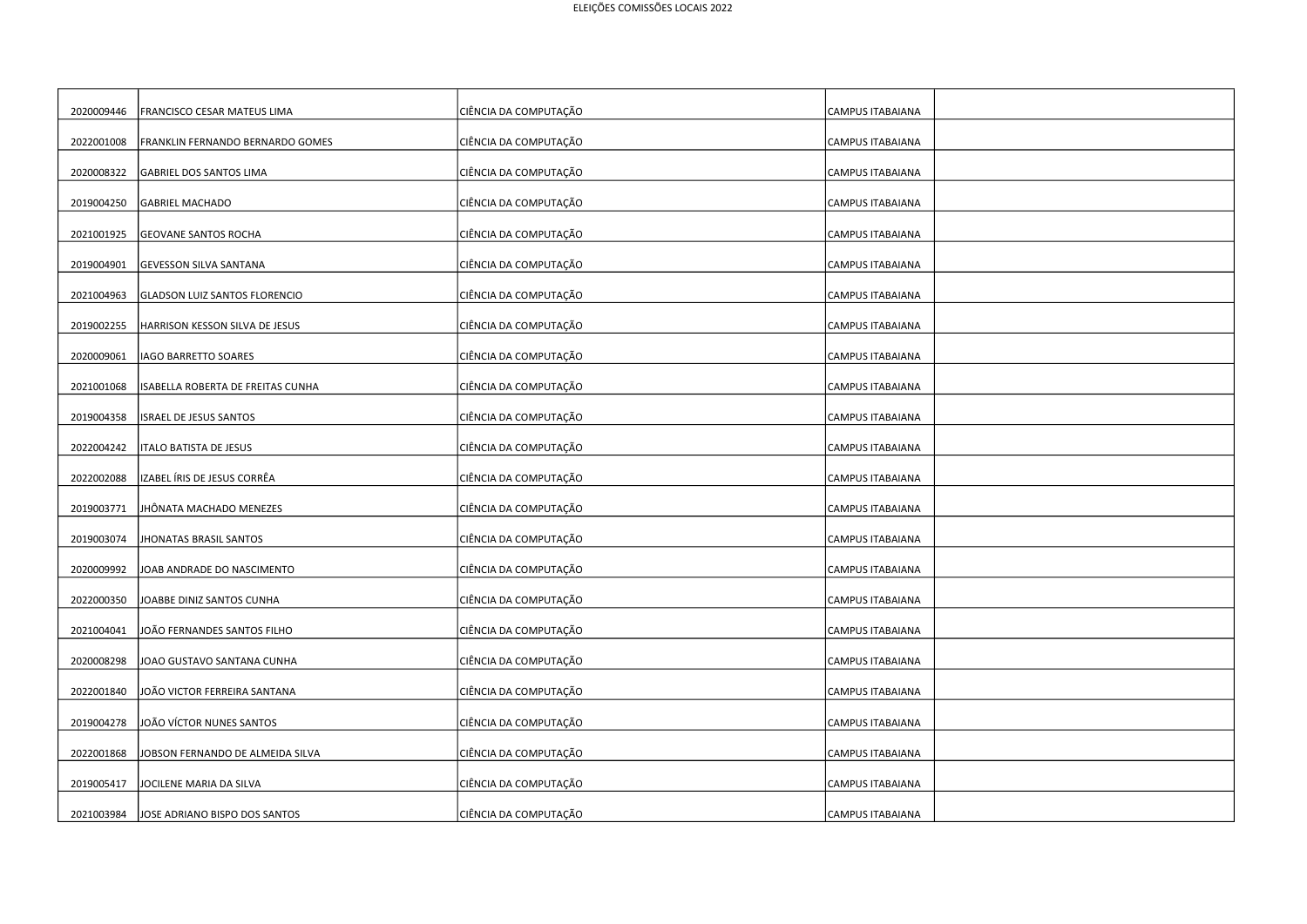| | | | | |
|---|---|---|---|---|
| 2020009446 | FRANCISCO CESAR MATEUS LIMA | CIÊNCIA DA COMPUTAÇÃO | CAMPUS ITABAIANA | |
| 2022001008 | FRANKLIN FERNANDO BERNARDO GOMES | CIÊNCIA DA COMPUTAÇÃO | CAMPUS ITABAIANA | |
| 2020008322 | GABRIEL DOS SANTOS LIMA | CIÊNCIA DA COMPUTAÇÃO | CAMPUS ITABAIANA | |
| 2019004250 | GABRIEL MACHADO | CIÊNCIA DA COMPUTAÇÃO | CAMPUS ITABAIANA | |
| 2021001925 | GEOVANE SANTOS ROCHA | CIÊNCIA DA COMPUTAÇÃO | CAMPUS ITABAIANA | |
| 2019004901 | GEVESSON SILVA SANTANA | CIÊNCIA DA COMPUTAÇÃO | CAMPUS ITABAIANA | |
| 2021004963 | GLADSON LUIZ SANTOS FLORENCIO | CIÊNCIA DA COMPUTAÇÃO | CAMPUS ITABAIANA | |
| 2019002255 | HARRISON KESSON SILVA DE JESUS | CIÊNCIA DA COMPUTAÇÃO | CAMPUS ITABAIANA | |
| 2020009061 | IAGO BARRETTO SOARES | CIÊNCIA DA COMPUTAÇÃO | CAMPUS ITABAIANA | |
| 2021001068 | ISABELLA ROBERTA DE FREITAS CUNHA | CIÊNCIA DA COMPUTAÇÃO | CAMPUS ITABAIANA | |
| 2019004358 | ISRAEL DE JESUS SANTOS | CIÊNCIA DA COMPUTAÇÃO | CAMPUS ITABAIANA | |
| 2022004242 | ITALO BATISTA DE JESUS | CIÊNCIA DA COMPUTAÇÃO | CAMPUS ITABAIANA | |
| 2022002088 | IZABEL ÍRIS DE JESUS CORRÊA | CIÊNCIA DA COMPUTAÇÃO | CAMPUS ITABAIANA | |
| 2019003771 | JHÔNATA MACHADO MENEZES | CIÊNCIA DA COMPUTAÇÃO | CAMPUS ITABAIANA | |
| 2019003074 | JHONATAS BRASIL SANTOS | CIÊNCIA DA COMPUTAÇÃO | CAMPUS ITABAIANA | |
| 2020009992 | JOAB ANDRADE DO NASCIMENTO | CIÊNCIA DA COMPUTAÇÃO | CAMPUS ITABAIANA | |
| 2022000350 | JOABBE DINIZ SANTOS CUNHA | CIÊNCIA DA COMPUTAÇÃO | CAMPUS ITABAIANA | |
| 2021004041 | JOÃO FERNANDES SANTOS FILHO | CIÊNCIA DA COMPUTAÇÃO | CAMPUS ITABAIANA | |
| 2020008298 | JOAO GUSTAVO SANTANA CUNHA | CIÊNCIA DA COMPUTAÇÃO | CAMPUS ITABAIANA | |
| 2022001840 | JOÃO VICTOR FERREIRA SANTANA | CIÊNCIA DA COMPUTAÇÃO | CAMPUS ITABAIANA | |
| 2019004278 | JOÃO VÍCTOR NUNES SANTOS | CIÊNCIA DA COMPUTAÇÃO | CAMPUS ITABAIANA | |
| 2022001868 | JOBSON FERNANDO DE ALMEIDA SILVA | CIÊNCIA DA COMPUTAÇÃO | CAMPUS ITABAIANA | |
| 2019005417 | JOCILENE MARIA DA SILVA | CIÊNCIA DA COMPUTAÇÃO | CAMPUS ITABAIANA | |
| 2021003984 | JOSE ADRIANO BISPO DOS SANTOS | CIÊNCIA DA COMPUTAÇÃO | CAMPUS ITABAIANA | |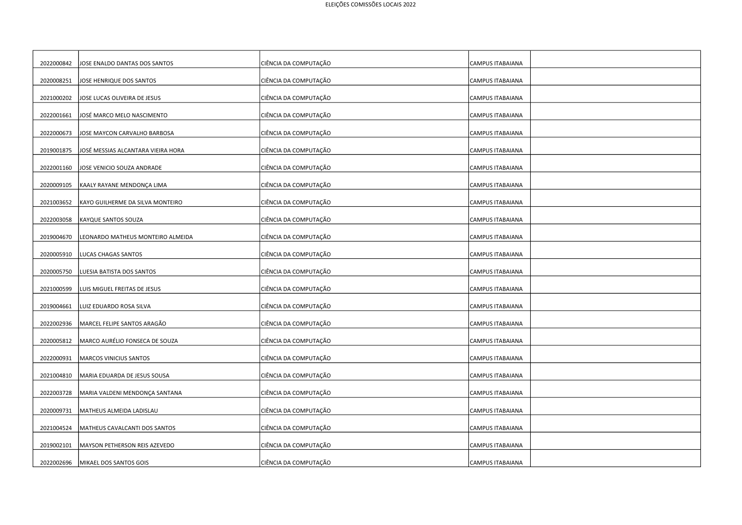| | | | | |
|---|---|---|---|---|
| 2022000842 | JOSE ENALDO DANTAS DOS SANTOS | CIÊNCIA DA COMPUTAÇÃO | CAMPUS ITABAIANA | |
| 2020008251 | JOSE HENRIQUE DOS SANTOS | CIÊNCIA DA COMPUTAÇÃO | CAMPUS ITABAIANA | |
| 2021000202 | JOSE LUCAS OLIVEIRA DE JESUS | CIÊNCIA DA COMPUTAÇÃO | CAMPUS ITABAIANA | |
| 2022001661 | JOSÉ MARCO MELO NASCIMENTO | CIÊNCIA DA COMPUTAÇÃO | CAMPUS ITABAIANA | |
| 2022000673 | JOSE MAYCON CARVALHO BARBOSA | CIÊNCIA DA COMPUTAÇÃO | CAMPUS ITABAIANA | |
| 2019001875 | JOSÉ MESSIAS ALCANTARA VIEIRA HORA | CIÊNCIA DA COMPUTAÇÃO | CAMPUS ITABAIANA | |
| 2022001160 | JOSE VENICIO SOUZA ANDRADE | CIÊNCIA DA COMPUTAÇÃO | CAMPUS ITABAIANA | |
| 2020009105 | KAALY RAYANE MENDONÇA LIMA | CIÊNCIA DA COMPUTAÇÃO | CAMPUS ITABAIANA | |
| 2021003652 | KAYO GUILHERME DA SILVA MONTEIRO | CIÊNCIA DA COMPUTAÇÃO | CAMPUS ITABAIANA | |
| 2022003058 | KAYQUE SANTOS SOUZA | CIÊNCIA DA COMPUTAÇÃO | CAMPUS ITABAIANA | |
| 2019004670 | LEONARDO MATHEUS MONTEIRO ALMEIDA | CIÊNCIA DA COMPUTAÇÃO | CAMPUS ITABAIANA | |
| 2020005910 | LUCAS CHAGAS SANTOS | CIÊNCIA DA COMPUTAÇÃO | CAMPUS ITABAIANA | |
| 2020005750 | LUESIA BATISTA DOS SANTOS | CIÊNCIA DA COMPUTAÇÃO | CAMPUS ITABAIANA | |
| 2021000599 | LUIS MIGUEL FREITAS DE JESUS | CIÊNCIA DA COMPUTAÇÃO | CAMPUS ITABAIANA | |
| 2019004661 | LUIZ EDUARDO ROSA SILVA | CIÊNCIA DA COMPUTAÇÃO | CAMPUS ITABAIANA | |
| 2022002936 | MARCEL FELIPE SANTOS ARAGÃO | CIÊNCIA DA COMPUTAÇÃO | CAMPUS ITABAIANA | |
| 2020005812 | MARCO AURÉLIO FONSECA DE SOUZA | CIÊNCIA DA COMPUTAÇÃO | CAMPUS ITABAIANA | |
| 2022000931 | MARCOS VINICIUS SANTOS | CIÊNCIA DA COMPUTAÇÃO | CAMPUS ITABAIANA | |
| 2021004810 | MARIA EDUARDA DE JESUS SOUSA | CIÊNCIA DA COMPUTAÇÃO | CAMPUS ITABAIANA | |
| 2022003728 | MARIA VALDENI MENDONÇA SANTANA | CIÊNCIA DA COMPUTAÇÃO | CAMPUS ITABAIANA | |
| 2020009731 | MATHEUS ALMEIDA LADISLAU | CIÊNCIA DA COMPUTAÇÃO | CAMPUS ITABAIANA | |
| 2021004524 | MATHEUS CAVALCANTI DOS SANTOS | CIÊNCIA DA COMPUTAÇÃO | CAMPUS ITABAIANA | |
| 2019002101 | MAYSON PETHERSON REIS AZEVEDO | CIÊNCIA DA COMPUTAÇÃO | CAMPUS ITABAIANA | |
| 2022002696 | MIKAEL DOS SANTOS GOIS | CIÊNCIA DA COMPUTAÇÃO | CAMPUS ITABAIANA | |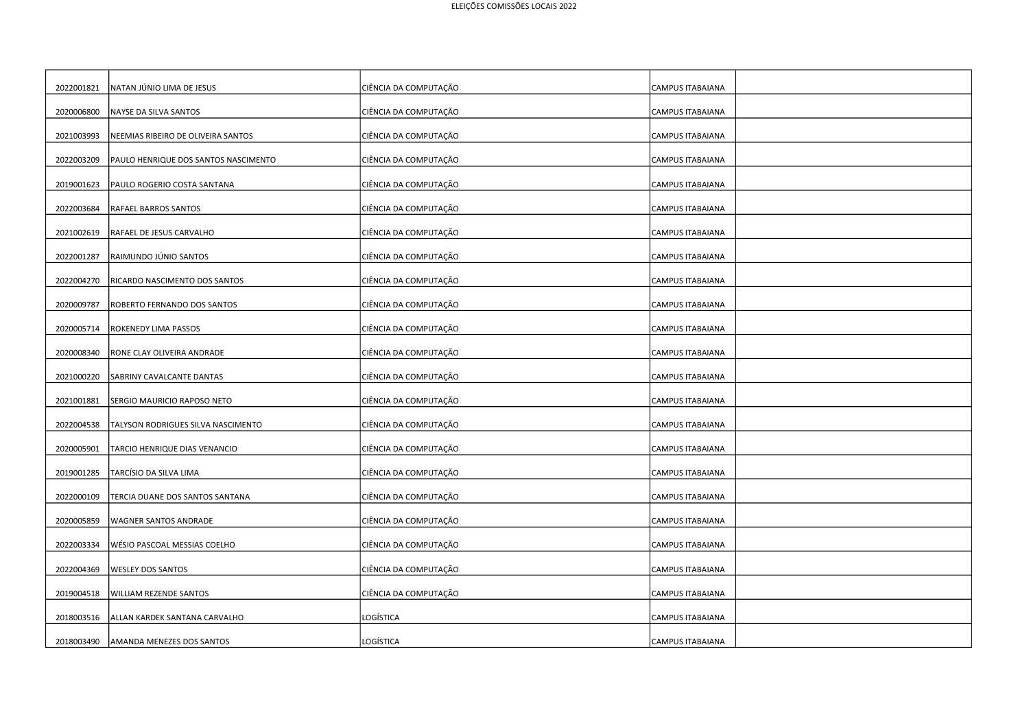| | | | | |
|---|---|---|---|---|
| 2022001821 | NATAN JÚNIO LIMA DE JESUS | CIÊNCIA DA COMPUTAÇÃO | CAMPUS ITABAIANA | |
| 2020006800 | NAYSE DA SILVA SANTOS | CIÊNCIA DA COMPUTAÇÃO | CAMPUS ITABAIANA | |
| 2021003993 | NEEMIAS RIBEIRO DE OLIVEIRA SANTOS | CIÊNCIA DA COMPUTAÇÃO | CAMPUS ITABAIANA | |
| 2022003209 | PAULO HENRIQUE DOS SANTOS NASCIMENTO | CIÊNCIA DA COMPUTAÇÃO | CAMPUS ITABAIANA | |
| 2019001623 | PAULO ROGERIO COSTA SANTANA | CIÊNCIA DA COMPUTAÇÃO | CAMPUS ITABAIANA | |
| 2022003684 | RAFAEL BARROS SANTOS | CIÊNCIA DA COMPUTAÇÃO | CAMPUS ITABAIANA | |
| 2021002619 | RAFAEL DE JESUS CARVALHO | CIÊNCIA DA COMPUTAÇÃO | CAMPUS ITABAIANA | |
| 2022001287 | RAIMUNDO JÚNIO SANTOS | CIÊNCIA DA COMPUTAÇÃO | CAMPUS ITABAIANA | |
| 2022004270 | RICARDO NASCIMENTO DOS SANTOS | CIÊNCIA DA COMPUTAÇÃO | CAMPUS ITABAIANA | |
| 2020009787 | ROBERTO FERNANDO DOS SANTOS | CIÊNCIA DA COMPUTAÇÃO | CAMPUS ITABAIANA | |
| 2020005714 | ROKENEDY LIMA PASSOS | CIÊNCIA DA COMPUTAÇÃO | CAMPUS ITABAIANA | |
| 2020008340 | RONE CLAY OLIVEIRA ANDRADE | CIÊNCIA DA COMPUTAÇÃO | CAMPUS ITABAIANA | |
| 2021000220 | SABRINY CAVALCANTE DANTAS | CIÊNCIA DA COMPUTAÇÃO | CAMPUS ITABAIANA | |
| 2021001881 | SERGIO MAURICIO RAPOSO NETO | CIÊNCIA DA COMPUTAÇÃO | CAMPUS ITABAIANA | |
| 2022004538 | TALYSON RODRIGUES SILVA NASCIMENTO | CIÊNCIA DA COMPUTAÇÃO | CAMPUS ITABAIANA | |
| 2020005901 | TARCIO HENRIQUE DIAS VENANCIO | CIÊNCIA DA COMPUTAÇÃO | CAMPUS ITABAIANA | |
| 2019001285 | TARCÍSIO DA SILVA LIMA | CIÊNCIA DA COMPUTAÇÃO | CAMPUS ITABAIANA | |
| 2022000109 | TERCIA DUANE DOS SANTOS SANTANA | CIÊNCIA DA COMPUTAÇÃO | CAMPUS ITABAIANA | |
| 2020005859 | WAGNER SANTOS ANDRADE | CIÊNCIA DA COMPUTAÇÃO | CAMPUS ITABAIANA | |
| 2022003334 | WÉSIO PASCOAL MESSIAS COELHO | CIÊNCIA DA COMPUTAÇÃO | CAMPUS ITABAIANA | |
| 2022004369 | WESLEY DOS SANTOS | CIÊNCIA DA COMPUTAÇÃO | CAMPUS ITABAIANA | |
| 2019004518 | WILLIAM REZENDE SANTOS | CIÊNCIA DA COMPUTAÇÃO | CAMPUS ITABAIANA | |
| 2018003516 | ALLAN KARDEK SANTANA CARVALHO | LOGÍSTICA | CAMPUS ITABAIANA | |
| 2018003490 | AMANDA MENEZES DOS SANTOS | LOGÍSTICA | CAMPUS ITABAIANA | |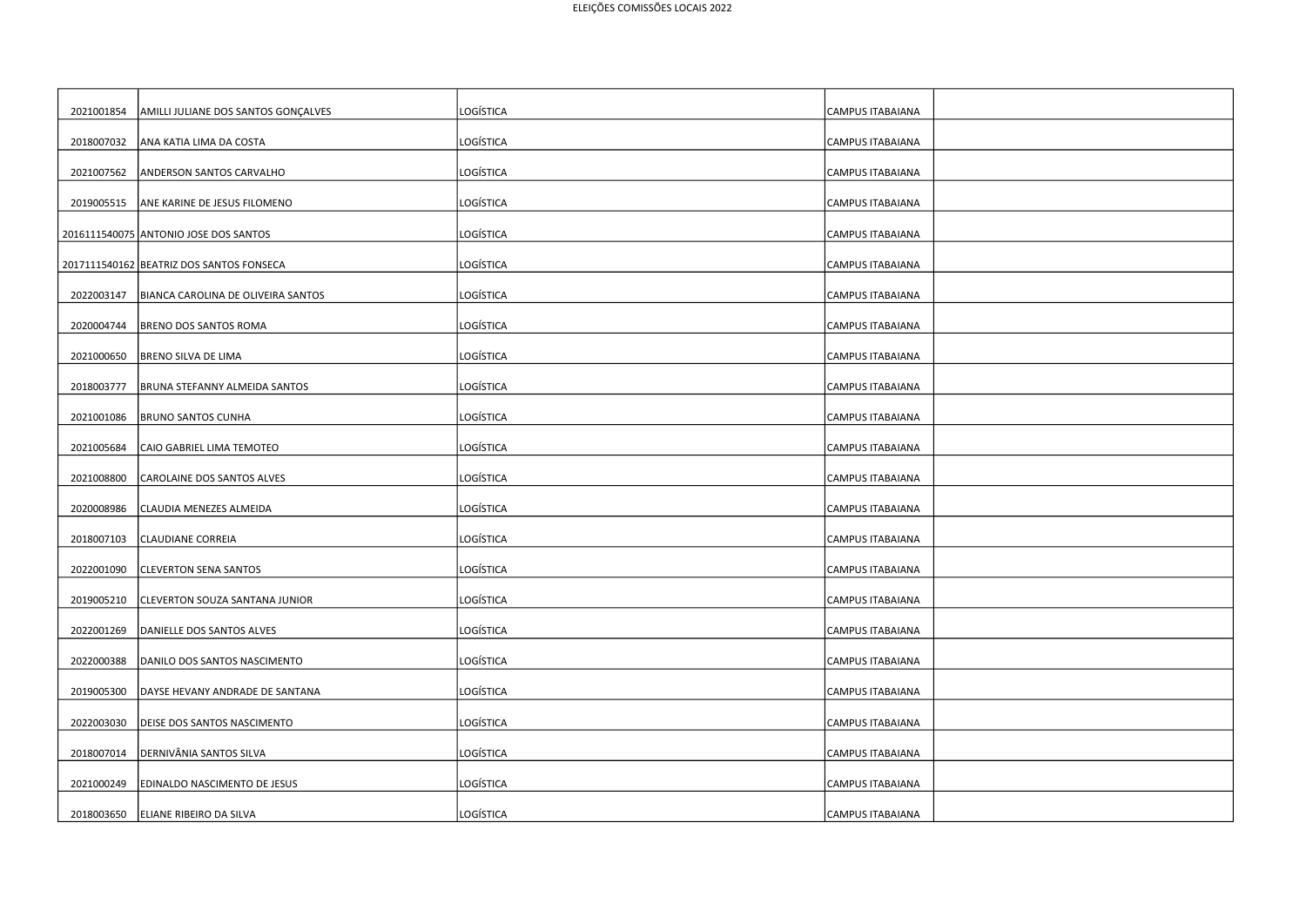| | | | | |
|---|---|---|---|---|
| 2021001854 | AMILLI JULIANE DOS SANTOS GONÇALVES | LOGÍSTICA | CAMPUS ITABAIANA | |
| 2018007032 | ANA KATIA LIMA DA COSTA | LOGÍSTICA | CAMPUS ITABAIANA | |
| 2021007562 | ANDERSON SANTOS CARVALHO | LOGÍSTICA | CAMPUS ITABAIANA | |
| 2019005515 | ANE KARINE DE JESUS FILOMENO | LOGÍSTICA | CAMPUS ITABAIANA | |
| 2016111540075 | ANTONIO JOSE DOS SANTOS | LOGÍSTICA | CAMPUS ITABAIANA | |
| 2017111540162 | BEATRIZ DOS SANTOS FONSECA | LOGÍSTICA | CAMPUS ITABAIANA | |
| 2022003147 | BIANCA CAROLINA DE OLIVEIRA SANTOS | LOGÍSTICA | CAMPUS ITABAIANA | |
| 2020004744 | BRENO DOS SANTOS ROMA | LOGÍSTICA | CAMPUS ITABAIANA | |
| 2021000650 | BRENO SILVA DE LIMA | LOGÍSTICA | CAMPUS ITABAIANA | |
| 2018003777 | BRUNA STEFANNY ALMEIDA SANTOS | LOGÍSTICA | CAMPUS ITABAIANA | |
| 2021001086 | BRUNO SANTOS CUNHA | LOGÍSTICA | CAMPUS ITABAIANA | |
| 2021005684 | CAIO GABRIEL LIMA TEMOTEO | LOGÍSTICA | CAMPUS ITABAIANA | |
| 2021008800 | CAROLAINE DOS SANTOS ALVES | LOGÍSTICA | CAMPUS ITABAIANA | |
| 2020008986 | CLAUDIA MENEZES ALMEIDA | LOGÍSTICA | CAMPUS ITABAIANA | |
| 2018007103 | CLAUDIANE CORREIA | LOGÍSTICA | CAMPUS ITABAIANA | |
| 2022001090 | CLEVERTON SENA SANTOS | LOGÍSTICA | CAMPUS ITABAIANA | |
| 2019005210 | CLEVERTON SOUZA SANTANA JUNIOR | LOGÍSTICA | CAMPUS ITABAIANA | |
| 2022001269 | DANIELLE DOS SANTOS ALVES | LOGÍSTICA | CAMPUS ITABAIANA | |
| 2022000388 | DANILO DOS SANTOS NASCIMENTO | LOGÍSTICA | CAMPUS ITABAIANA | |
| 2019005300 | DAYSE HEVANY ANDRADE DE SANTANA | LOGÍSTICA | CAMPUS ITABAIANA | |
| 2022003030 | DEISE DOS SANTOS NASCIMENTO | LOGÍSTICA | CAMPUS ITABAIANA | |
| 2018007014 | DERNIVÂNIA SANTOS SILVA | LOGÍSTICA | CAMPUS ITABAIANA | |
| 2021000249 | EDINALDO NASCIMENTO DE JESUS | LOGÍSTICA | CAMPUS ITABAIANA | |
| 2018003650 | ELIANE RIBEIRO DA SILVA | LOGÍSTICA | CAMPUS ITABAIANA | |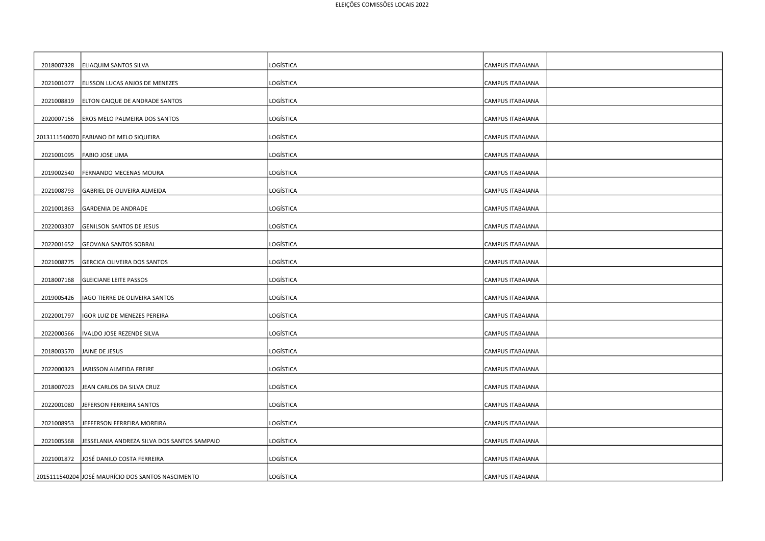| | | | | |
|---|---|---|---|---|
| 2018007328 | ELIAQUIM SANTOS SILVA | LOGÍSTICA | CAMPUS ITABAIANA | |
| 2021001077 | ELISSON LUCAS ANJOS DE MENEZES | LOGÍSTICA | CAMPUS ITABAIANA | |
| 2021008819 | ELTON CAIQUE DE ANDRADE SANTOS | LOGÍSTICA | CAMPUS ITABAIANA | |
| 2020007156 | EROS MELO PALMEIRA DOS SANTOS | LOGÍSTICA | CAMPUS ITABAIANA | |
| 2013111540070 | FABIANO DE MELO SIQUEIRA | LOGÍSTICA | CAMPUS ITABAIANA | |
| 2021001095 | FABIO JOSE LIMA | LOGÍSTICA | CAMPUS ITABAIANA | |
| 2019002540 | FERNANDO MECENAS MOURA | LOGÍSTICA | CAMPUS ITABAIANA | |
| 2021008793 | GABRIEL DE OLIVEIRA ALMEIDA | LOGÍSTICA | CAMPUS ITABAIANA | |
| 2021001863 | GARDENIA DE ANDRADE | LOGÍSTICA | CAMPUS ITABAIANA | |
| 2022003307 | GENILSON SANTOS DE JESUS | LOGÍSTICA | CAMPUS ITABAIANA | |
| 2022001652 | GEOVANA SANTOS SOBRAL | LOGÍSTICA | CAMPUS ITABAIANA | |
| 2021008775 | GERCICA OLIVEIRA DOS SANTOS | LOGÍSTICA | CAMPUS ITABAIANA | |
| 2018007168 | GLEICIANE LEITE PASSOS | LOGÍSTICA | CAMPUS ITABAIANA | |
| 2019005426 | IAGO TIERRE DE OLIVEIRA SANTOS | LOGÍSTICA | CAMPUS ITABAIANA | |
| 2022001797 | IGOR LUIZ DE MENEZES PEREIRA | LOGÍSTICA | CAMPUS ITABAIANA | |
| 2022000566 | IVALDO JOSE REZENDE SILVA | LOGÍSTICA | CAMPUS ITABAIANA | |
| 2018003570 | JAINE DE JESUS | LOGÍSTICA | CAMPUS ITABAIANA | |
| 2022000323 | JARISSON ALMEIDA FREIRE | LOGÍSTICA | CAMPUS ITABAIANA | |
| 2018007023 | JEAN CARLOS DA SILVA CRUZ | LOGÍSTICA | CAMPUS ITABAIANA | |
| 2022001080 | JEFERSON FERREIRA SANTOS | LOGÍSTICA | CAMPUS ITABAIANA | |
| 2021008953 | JEFFERSON FERREIRA MOREIRA | LOGÍSTICA | CAMPUS ITABAIANA | |
| 2021005568 | JESSELANIA ANDREZA SILVA DOS SANTOS SAMPAIO | LOGÍSTICA | CAMPUS ITABAIANA | |
| 2021001872 | JOSÉ DANILO COSTA FERREIRA | LOGÍSTICA | CAMPUS ITABAIANA | |
| 2015111540204 | JOSÉ MAURÍCIO DOS SANTOS NASCIMENTO | LOGÍSTICA | CAMPUS ITABAIANA | |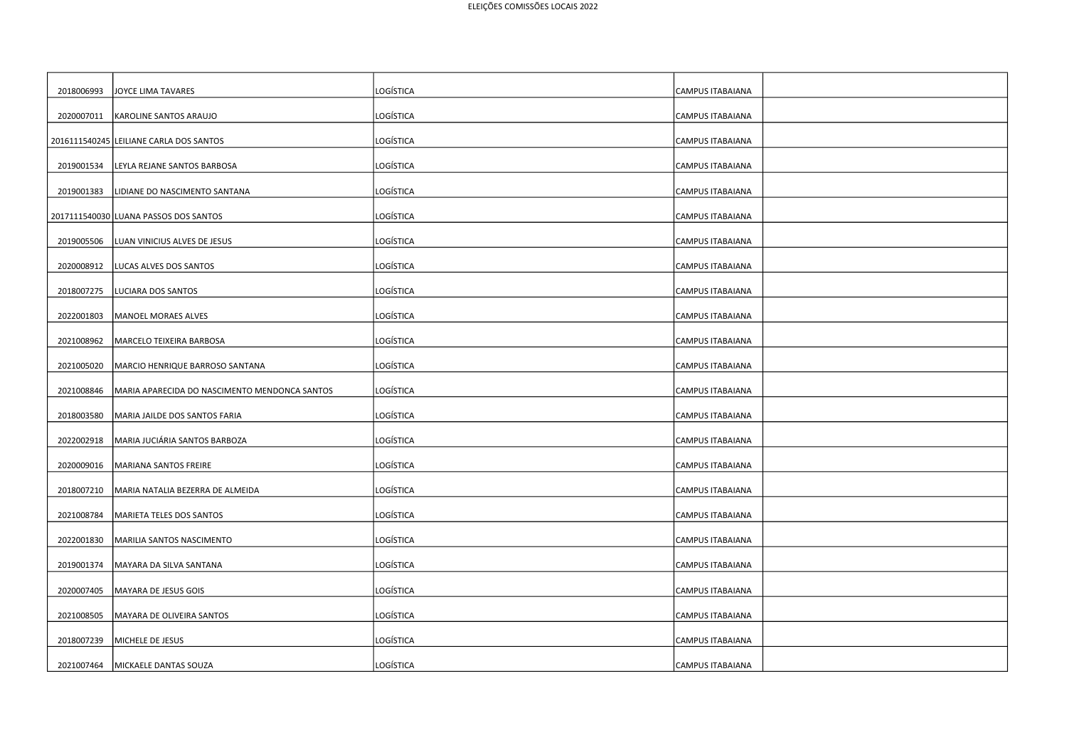| | | | | |
|---|---|---|---|---|
| 2018006993 | JOYCE LIMA TAVARES | LOGÍSTICA | CAMPUS ITABAIANA | |
| 2020007011 | KAROLINE SANTOS ARAUJO | LOGÍSTICA | CAMPUS ITABAIANA | |
| 2016111540245 | LEILIANE CARLA DOS SANTOS | LOGÍSTICA | CAMPUS ITABAIANA | |
| 2019001534 | LEYLA REJANE SANTOS BARBOSA | LOGÍSTICA | CAMPUS ITABAIANA | |
| 2019001383 | LIDIANE DO NASCIMENTO SANTANA | LOGÍSTICA | CAMPUS ITABAIANA | |
| 2017111540030 | LUANA PASSOS DOS SANTOS | LOGÍSTICA | CAMPUS ITABAIANA | |
| 2019005506 | LUAN VINICIUS ALVES DE JESUS | LOGÍSTICA | CAMPUS ITABAIANA | |
| 2020008912 | LUCAS ALVES DOS SANTOS | LOGÍSTICA | CAMPUS ITABAIANA | |
| 2018007275 | LUCIARA DOS SANTOS | LOGÍSTICA | CAMPUS ITABAIANA | |
| 2022001803 | MANOEL MORAES ALVES | LOGÍSTICA | CAMPUS ITABAIANA | |
| 2021008962 | MARCELO TEIXEIRA BARBOSA | LOGÍSTICA | CAMPUS ITABAIANA | |
| 2021005020 | MARCIO HENRIQUE BARROSO SANTANA | LOGÍSTICA | CAMPUS ITABAIANA | |
| 2021008846 | MARIA APARECIDA DO NASCIMENTO MENDONCA SANTOS | LOGÍSTICA | CAMPUS ITABAIANA | |
| 2018003580 | MARIA JAILDE DOS SANTOS FARIA | LOGÍSTICA | CAMPUS ITABAIANA | |
| 2022002918 | MARIA JUCIÁRIA SANTOS BARBOZA | LOGÍSTICA | CAMPUS ITABAIANA | |
| 2020009016 | MARIANA SANTOS FREIRE | LOGÍSTICA | CAMPUS ITABAIANA | |
| 2018007210 | MARIA NATALIA BEZERRA DE ALMEIDA | LOGÍSTICA | CAMPUS ITABAIANA | |
| 2021008784 | MARIETA TELES DOS SANTOS | LOGÍSTICA | CAMPUS ITABAIANA | |
| 2022001830 | MARILIA SANTOS NASCIMENTO | LOGÍSTICA | CAMPUS ITABAIANA | |
| 2019001374 | MAYARA DA SILVA SANTANA | LOGÍSTICA | CAMPUS ITABAIANA | |
| 2020007405 | MAYARA DE JESUS GOIS | LOGÍSTICA | CAMPUS ITABAIANA | |
| 2021008505 | MAYARA DE OLIVEIRA SANTOS | LOGÍSTICA | CAMPUS ITABAIANA | |
| 2018007239 | MICHELE DE JESUS | LOGÍSTICA | CAMPUS ITABAIANA | |
| 2021007464 | MICKAELE DANTAS SOUZA | LOGÍSTICA | CAMPUS ITABAIANA | |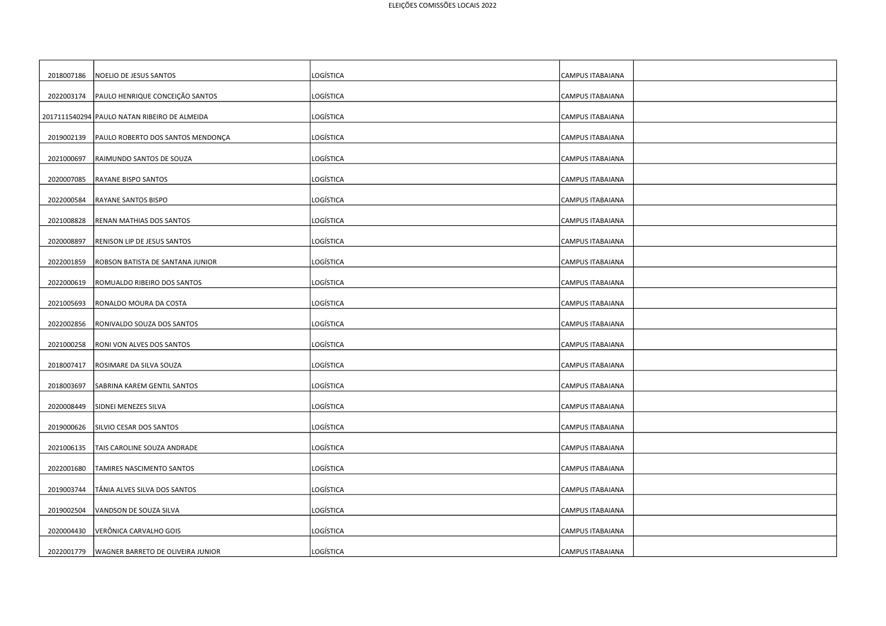| | | | | |
|---|---|---|---|---|
| 2018007186 | NOELIO DE JESUS SANTOS | LOGÍSTICA | CAMPUS ITABAIANA | |
| 2022003174 | PAULO HENRIQUE CONCEIÇÃO SANTOS | LOGÍSTICA | CAMPUS ITABAIANA | |
| 2017111540294 | PAULO NATAN RIBEIRO DE ALMEIDA | LOGÍSTICA | CAMPUS ITABAIANA | |
| 2019002139 | PAULO ROBERTO DOS SANTOS MENDONÇA | LOGÍSTICA | CAMPUS ITABAIANA | |
| 2021000697 | RAIMUNDO SANTOS DE SOUZA | LOGÍSTICA | CAMPUS ITABAIANA | |
| 2020007085 | RAYANE BISPO SANTOS | LOGÍSTICA | CAMPUS ITABAIANA | |
| 2022000584 | RAYANE SANTOS BISPO | LOGÍSTICA | CAMPUS ITABAIANA | |
| 2021008828 | RENAN MATHIAS DOS SANTOS | LOGÍSTICA | CAMPUS ITABAIANA | |
| 2020008897 | RENISON LIP DE JESUS SANTOS | LOGÍSTICA | CAMPUS ITABAIANA | |
| 2022001859 | ROBSON BATISTA DE SANTANA JUNIOR | LOGÍSTICA | CAMPUS ITABAIANA | |
| 2022000619 | ROMUALDO RIBEIRO DOS SANTOS | LOGÍSTICA | CAMPUS ITABAIANA | |
| 2021005693 | RONALDO MOURA DA COSTA | LOGÍSTICA | CAMPUS ITABAIANA | |
| 2022002856 | RONIVALDO SOUZA DOS SANTOS | LOGÍSTICA | CAMPUS ITABAIANA | |
| 2021000258 | RONI VON ALVES DOS SANTOS | LOGÍSTICA | CAMPUS ITABAIANA | |
| 2018007417 | ROSIMARE DA SILVA SOUZA | LOGÍSTICA | CAMPUS ITABAIANA | |
| 2018003697 | SABRINA KAREM GENTIL SANTOS | LOGÍSTICA | CAMPUS ITABAIANA | |
| 2020008449 | SIDNEI MENEZES SILVA | LOGÍSTICA | CAMPUS ITABAIANA | |
| 2019000626 | SILVIO CESAR DOS SANTOS | LOGÍSTICA | CAMPUS ITABAIANA | |
| 2021006135 | TAIS CAROLINE SOUZA ANDRADE | LOGÍSTICA | CAMPUS ITABAIANA | |
| 2022001680 | TAMIRES NASCIMENTO SANTOS | LOGÍSTICA | CAMPUS ITABAIANA | |
| 2019003744 | TÂNIA ALVES SILVA DOS SANTOS | LOGÍSTICA | CAMPUS ITABAIANA | |
| 2019002504 | VANDSON DE SOUZA SILVA | LOGÍSTICA | CAMPUS ITABAIANA | |
| 2020004430 | VERÔNICA CARVALHO GOIS | LOGÍSTICA | CAMPUS ITABAIANA | |
| 2022001779 | WAGNER BARRETO DE OLIVEIRA JUNIOR | LOGÍSTICA | CAMPUS ITABAIANA | |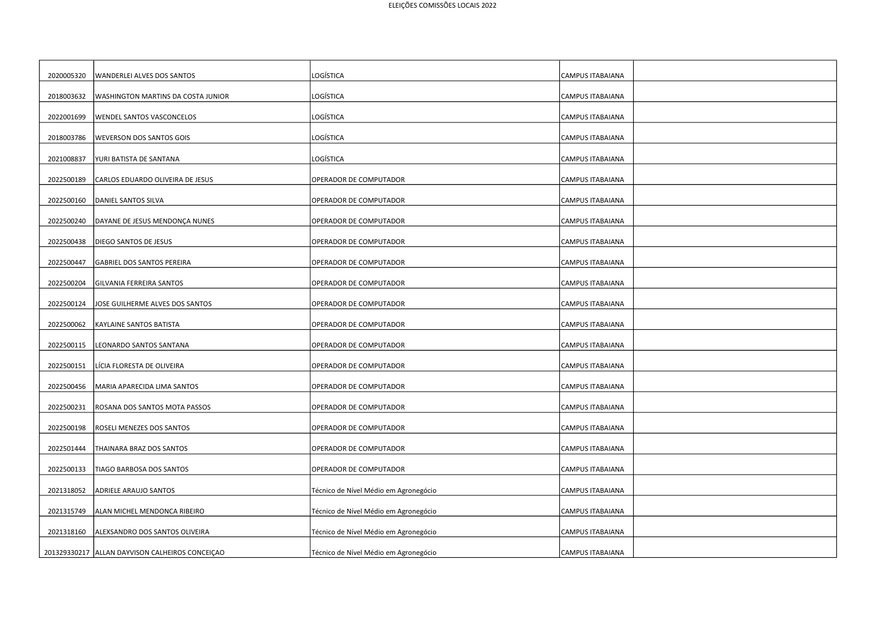| | | | | |
|---|---|---|---|---|
| 2020005320 | WANDERLEI ALVES DOS SANTOS | LOGÍSTICA | CAMPUS ITABAIANA | |
| 2018003632 | WASHINGTON MARTINS DA COSTA JUNIOR | LOGÍSTICA | CAMPUS ITABAIANA | |
| 2022001699 | WENDEL SANTOS VASCONCELOS | LOGÍSTICA | CAMPUS ITABAIANA | |
| 2018003786 | WEVERSON DOS SANTOS GOIS | LOGÍSTICA | CAMPUS ITABAIANA | |
| 2021008837 | YURI BATISTA DE SANTANA | LOGÍSTICA | CAMPUS ITABAIANA | |
| 2022500189 | CARLOS EDUARDO OLIVEIRA DE JESUS | OPERADOR DE COMPUTADOR | CAMPUS ITABAIANA | |
| 2022500160 | DANIEL SANTOS SILVA | OPERADOR DE COMPUTADOR | CAMPUS ITABAIANA | |
| 2022500240 | DAYANE DE JESUS MENDONÇA NUNES | OPERADOR DE COMPUTADOR | CAMPUS ITABAIANA | |
| 2022500438 | DIEGO SANTOS DE JESUS | OPERADOR DE COMPUTADOR | CAMPUS ITABAIANA | |
| 2022500447 | GABRIEL DOS SANTOS PEREIRA | OPERADOR DE COMPUTADOR | CAMPUS ITABAIANA | |
| 2022500204 | GILVANIA FERREIRA SANTOS | OPERADOR DE COMPUTADOR | CAMPUS ITABAIANA | |
| 2022500124 | JOSE GUILHERME ALVES DOS SANTOS | OPERADOR DE COMPUTADOR | CAMPUS ITABAIANA | |
| 2022500062 | KAYLAINE SANTOS BATISTA | OPERADOR DE COMPUTADOR | CAMPUS ITABAIANA | |
| 2022500115 | LEONARDO SANTOS SANTANA | OPERADOR DE COMPUTADOR | CAMPUS ITABAIANA | |
| 2022500151 | LÍCIA FLORESTA DE OLIVEIRA | OPERADOR DE COMPUTADOR | CAMPUS ITABAIANA | |
| 2022500456 | MARIA APARECIDA LIMA SANTOS | OPERADOR DE COMPUTADOR | CAMPUS ITABAIANA | |
| 2022500231 | ROSANA DOS SANTOS MOTA PASSOS | OPERADOR DE COMPUTADOR | CAMPUS ITABAIANA | |
| 2022500198 | ROSELI MENEZES DOS SANTOS | OPERADOR DE COMPUTADOR | CAMPUS ITABAIANA | |
| 2022501444 | THAINARA BRAZ DOS SANTOS | OPERADOR DE COMPUTADOR | CAMPUS ITABAIANA | |
| 2022500133 | TIAGO BARBOSA DOS SANTOS | OPERADOR DE COMPUTADOR | CAMPUS ITABAIANA | |
| 2021318052 | ADRIELE ARAUJO SANTOS | Técnico de Nível Médio em Agronegócio | CAMPUS ITABAIANA | |
| 2021315749 | ALAN MICHEL MENDONCA RIBEIRO | Técnico de Nível Médio em Agronegócio | CAMPUS ITABAIANA | |
| 2021318160 | ALEXSANDRO DOS SANTOS OLIVEIRA | Técnico de Nível Médio em Agronegócio | CAMPUS ITABAIANA | |
| 201329330217 | ALLAN DAYVISON CALHEIROS CONCEIÇAO | Técnico de Nível Médio em Agronegócio | CAMPUS ITABAIANA | |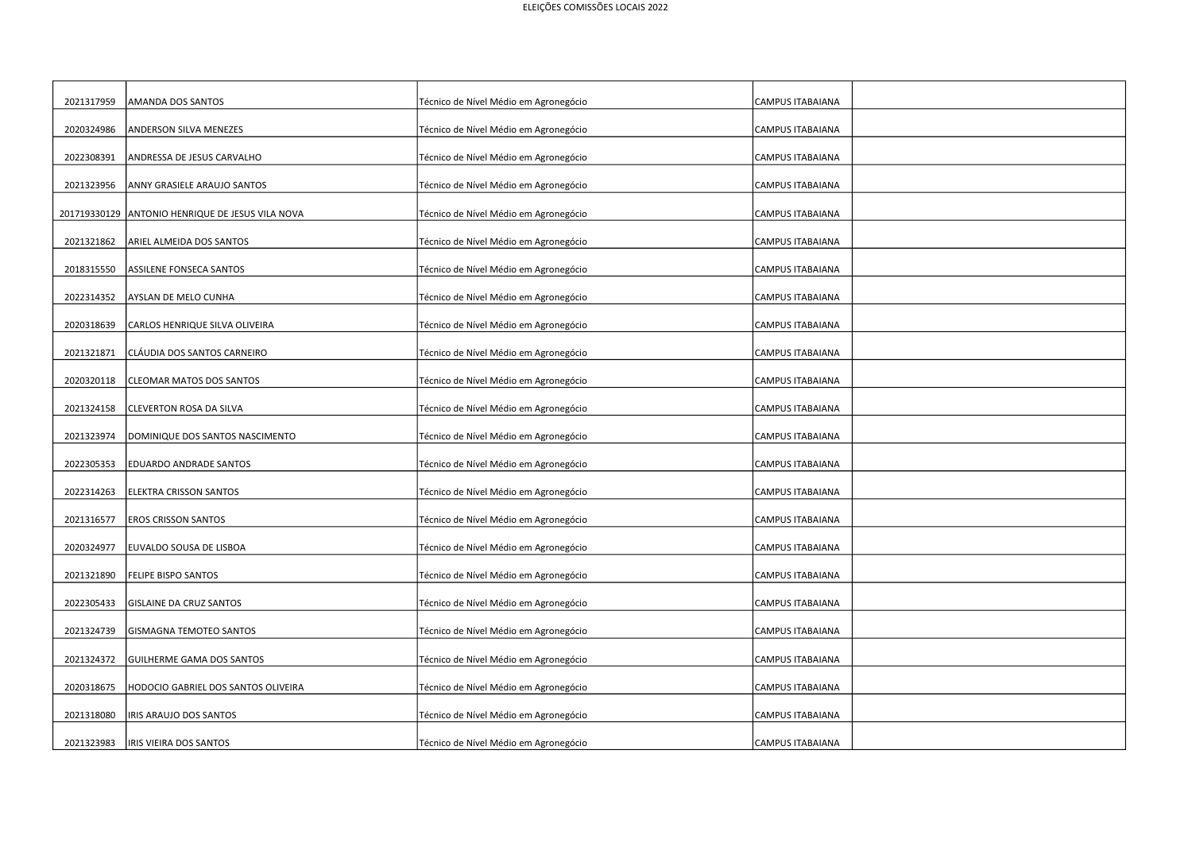| | | | | |
|---|---|---|---|---|
| 2021317959 | AMANDA DOS SANTOS | Técnico de Nível Médio em Agronegócio | CAMPUS ITABAIANA | |
| 2020324986 | ANDERSON SILVA MENEZES | Técnico de Nível Médio em Agronegócio | CAMPUS ITABAIANA | |
| 2022308391 | ANDRESSA DE JESUS CARVALHO | Técnico de Nível Médio em Agronegócio | CAMPUS ITABAIANA | |
| 2021323956 | ANNY GRASIELE ARAUJO SANTOS | Técnico de Nível Médio em Agronegócio | CAMPUS ITABAIANA | |
| 201719330129 | ANTONIO HENRIQUE DE JESUS VILA NOVA | Técnico de Nível Médio em Agronegócio | CAMPUS ITABAIANA | |
| 2021321862 | ARIEL ALMEIDA DOS SANTOS | Técnico de Nível Médio em Agronegócio | CAMPUS ITABAIANA | |
| 2018315550 | ASSILENE FONSECA SANTOS | Técnico de Nível Médio em Agronegócio | CAMPUS ITABAIANA | |
| 2022314352 | AYSLAN DE MELO CUNHA | Técnico de Nível Médio em Agronegócio | CAMPUS ITABAIANA | |
| 2020318639 | CARLOS HENRIQUE SILVA OLIVEIRA | Técnico de Nível Médio em Agronegócio | CAMPUS ITABAIANA | |
| 2021321871 | CLÁUDIA DOS SANTOS CARNEIRO | Técnico de Nível Médio em Agronegócio | CAMPUS ITABAIANA | |
| 2020320118 | CLEOMAR MATOS DOS SANTOS | Técnico de Nível Médio em Agronegócio | CAMPUS ITABAIANA | |
| 2021324158 | CLEVERTON ROSA DA SILVA | Técnico de Nível Médio em Agronegócio | CAMPUS ITABAIANA | |
| 2021323974 | DOMINIQUE DOS SANTOS NASCIMENTO | Técnico de Nível Médio em Agronegócio | CAMPUS ITABAIANA | |
| 2022305353 | EDUARDO ANDRADE SANTOS | Técnico de Nível Médio em Agronegócio | CAMPUS ITABAIANA | |
| 2022314263 | ELEKTRA CRISSON SANTOS | Técnico de Nível Médio em Agronegócio | CAMPUS ITABAIANA | |
| 2021316577 | EROS CRISSON SANTOS | Técnico de Nível Médio em Agronegócio | CAMPUS ITABAIANA | |
| 2020324977 | EUVALDO SOUSA DE LISBOA | Técnico de Nível Médio em Agronegócio | CAMPUS ITABAIANA | |
| 2021321890 | FELIPE BISPO SANTOS | Técnico de Nível Médio em Agronegócio | CAMPUS ITABAIANA | |
| 2022305433 | GISLAINE DA CRUZ SANTOS | Técnico de Nível Médio em Agronegócio | CAMPUS ITABAIANA | |
| 2021324739 | GISMAGNA TEMOTEO SANTOS | Técnico de Nível Médio em Agronegócio | CAMPUS ITABAIANA | |
| 2021324372 | GUILHERME GAMA DOS SANTOS | Técnico de Nível Médio em Agronegócio | CAMPUS ITABAIANA | |
| 2020318675 | HODOCIO GABRIEL DOS SANTOS OLIVEIRA | Técnico de Nível Médio em Agronegócio | CAMPUS ITABAIANA | |
| 2021318080 | IRIS ARAUJO DOS SANTOS | Técnico de Nível Médio em Agronegócio | CAMPUS ITABAIANA | |
| 2021323983 | IRIS VIEIRA DOS SANTOS | Técnico de Nível Médio em Agronegócio | CAMPUS ITABAIANA | |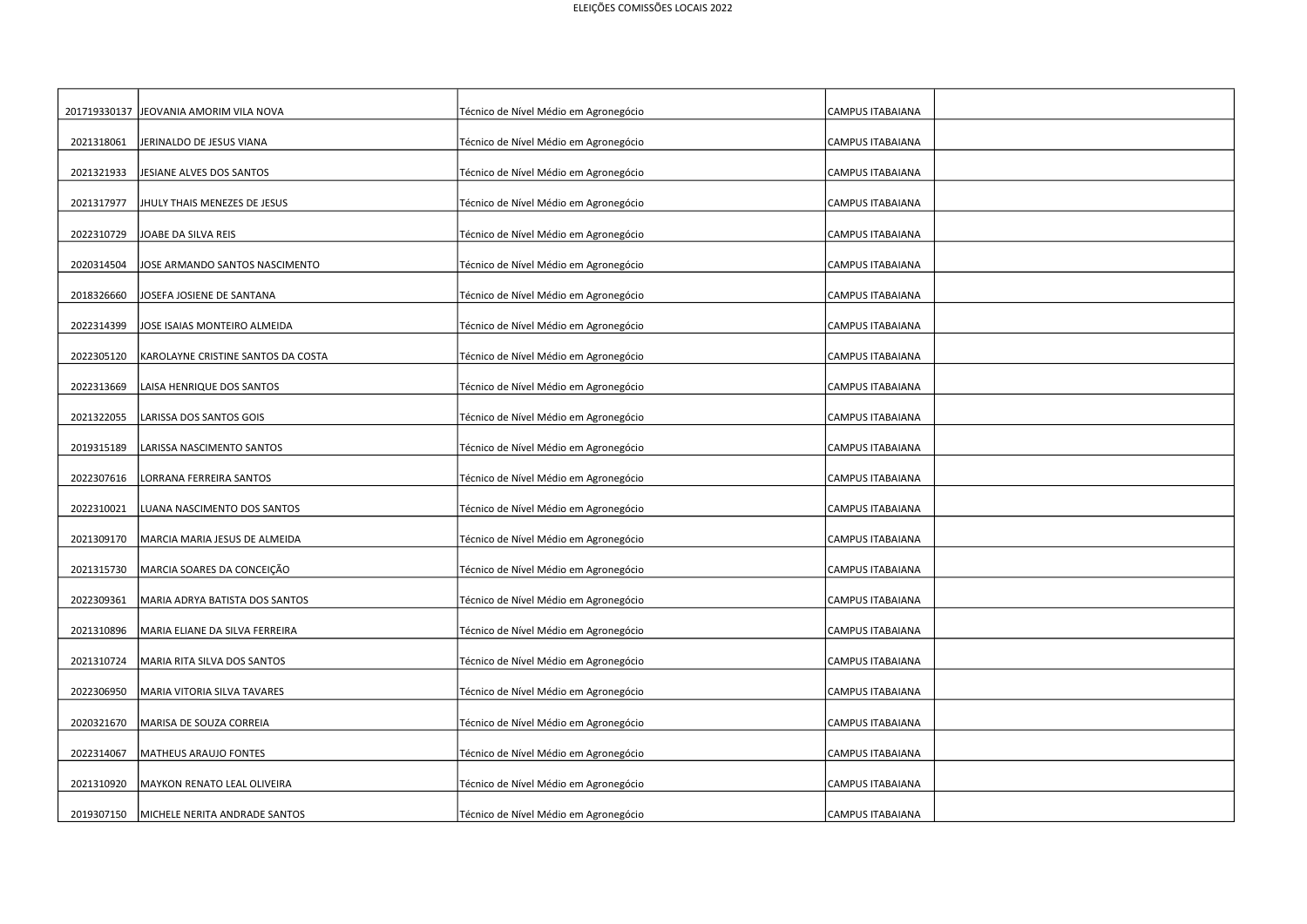| | | | | |
|---|---|---|---|---|
| 201719330137 | JEOVANIA AMORIM VILA NOVA | Técnico de Nível Médio em Agronegócio | CAMPUS ITABAIANA | |
| 2021318061 | JERINALDO DE JESUS VIANA | Técnico de Nível Médio em Agronegócio | CAMPUS ITABAIANA | |
| 2021321933 | JESIANE ALVES DOS SANTOS | Técnico de Nível Médio em Agronegócio | CAMPUS ITABAIANA | |
| 2021317977 | JHULY THAIS MENEZES DE JESUS | Técnico de Nível Médio em Agronegócio | CAMPUS ITABAIANA | |
| 2022310729 | JOABE DA SILVA REIS | Técnico de Nível Médio em Agronegócio | CAMPUS ITABAIANA | |
| 2020314504 | JOSE ARMANDO SANTOS NASCIMENTO | Técnico de Nível Médio em Agronegócio | CAMPUS ITABAIANA | |
| 2018326660 | JOSEFA JOSIENE DE SANTANA | Técnico de Nível Médio em Agronegócio | CAMPUS ITABAIANA | |
| 2022314399 | JOSE ISAIAS MONTEIRO ALMEIDA | Técnico de Nível Médio em Agronegócio | CAMPUS ITABAIANA | |
| 2022305120 | KAROLAYNE CRISTINE SANTOS DA COSTA | Técnico de Nível Médio em Agronegócio | CAMPUS ITABAIANA | |
| 2022313669 | LAISA HENRIQUE DOS SANTOS | Técnico de Nível Médio em Agronegócio | CAMPUS ITABAIANA | |
| 2021322055 | LARISSA DOS SANTOS GOIS | Técnico de Nível Médio em Agronegócio | CAMPUS ITABAIANA | |
| 2019315189 | LARISSA NASCIMENTO SANTOS | Técnico de Nível Médio em Agronegócio | CAMPUS ITABAIANA | |
| 2022307616 | LORRANA FERREIRA SANTOS | Técnico de Nível Médio em Agronegócio | CAMPUS ITABAIANA | |
| 2022310021 | LUANA NASCIMENTO DOS SANTOS | Técnico de Nível Médio em Agronegócio | CAMPUS ITABAIANA | |
| 2021309170 | MARCIA MARIA JESUS DE ALMEIDA | Técnico de Nível Médio em Agronegócio | CAMPUS ITABAIANA | |
| 2021315730 | MARCIA SOARES DA CONCEIÇÃO | Técnico de Nível Médio em Agronegócio | CAMPUS ITABAIANA | |
| 2022309361 | MARIA ADRYA BATISTA DOS SANTOS | Técnico de Nível Médio em Agronegócio | CAMPUS ITABAIANA | |
| 2021310896 | MARIA ELIANE DA SILVA FERREIRA | Técnico de Nível Médio em Agronegócio | CAMPUS ITABAIANA | |
| 2021310724 | MARIA RITA SILVA DOS SANTOS | Técnico de Nível Médio em Agronegócio | CAMPUS ITABAIANA | |
| 2022306950 | MARIA VITORIA SILVA TAVARES | Técnico de Nível Médio em Agronegócio | CAMPUS ITABAIANA | |
| 2020321670 | MARISA DE SOUZA CORREIA | Técnico de Nível Médio em Agronegócio | CAMPUS ITABAIANA | |
| 2022314067 | MATHEUS ARAUJO FONTES | Técnico de Nível Médio em Agronegócio | CAMPUS ITABAIANA | |
| 2021310920 | MAYKON RENATO LEAL OLIVEIRA | Técnico de Nível Médio em Agronegócio | CAMPUS ITABAIANA | |
| 2019307150 | MICHELE NERITA ANDRADE SANTOS | Técnico de Nível Médio em Agronegócio | CAMPUS ITABAIANA | |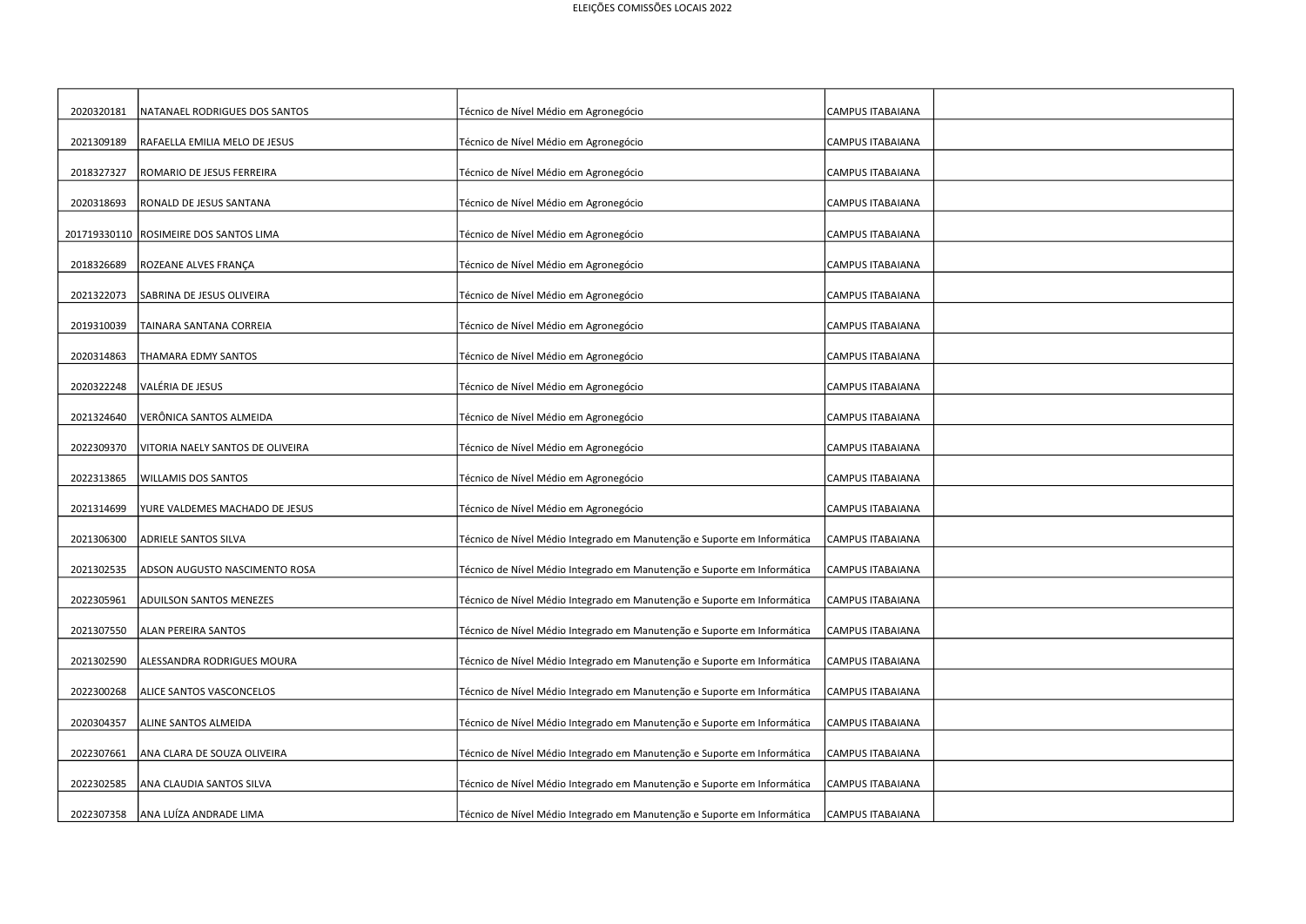| | | | | |
|---|---|---|---|---|
| 2020320181 | NATANAEL RODRIGUES DOS SANTOS | Técnico de Nível Médio em Agronegócio | CAMPUS ITABAIANA | |
| 2021309189 | RAFAELLA EMILIA MELO DE JESUS | Técnico de Nível Médio em Agronegócio | CAMPUS ITABAIANA | |
| 2018327327 | ROMARIO DE JESUS FERREIRA | Técnico de Nível Médio em Agronegócio | CAMPUS ITABAIANA | |
| 2020318693 | RONALD DE JESUS SANTANA | Técnico de Nível Médio em Agronegócio | CAMPUS ITABAIANA | |
| 201719330110 | ROSIMEIRE DOS SANTOS LIMA | Técnico de Nível Médio em Agronegócio | CAMPUS ITABAIANA | |
| 2018326689 | ROZEANE ALVES FRANÇA | Técnico de Nível Médio em Agronegócio | CAMPUS ITABAIANA | |
| 2021322073 | SABRINA DE JESUS OLIVEIRA | Técnico de Nível Médio em Agronegócio | CAMPUS ITABAIANA | |
| 2019310039 | TAINARA SANTANA CORREIA | Técnico de Nível Médio em Agronegócio | CAMPUS ITABAIANA | |
| 2020314863 | THAMARA EDMY SANTOS | Técnico de Nível Médio em Agronegócio | CAMPUS ITABAIANA | |
| 2020322248 | VALÉRIA DE JESUS | Técnico de Nível Médio em Agronegócio | CAMPUS ITABAIANA | |
| 2021324640 | VERÔNICA SANTOS ALMEIDA | Técnico de Nível Médio em Agronegócio | CAMPUS ITABAIANA | |
| 2022309370 | VITORIA NAELY SANTOS DE OLIVEIRA | Técnico de Nível Médio em Agronegócio | CAMPUS ITABAIANA | |
| 2022313865 | WILLAMIS DOS SANTOS | Técnico de Nível Médio em Agronegócio | CAMPUS ITABAIANA | |
| 2021314699 | YURE VALDEMES MACHADO DE JESUS | Técnico de Nível Médio em Agronegócio | CAMPUS ITABAIANA | |
| 2021306300 | ADRIELE SANTOS SILVA | Técnico de Nível Médio Integrado em Manutenção e Suporte em Informática | CAMPUS ITABAIANA | |
| 2021302535 | ADSON AUGUSTO NASCIMENTO ROSA | Técnico de Nível Médio Integrado em Manutenção e Suporte em Informática | CAMPUS ITABAIANA | |
| 2022305961 | ADUILSON SANTOS MENEZES | Técnico de Nível Médio Integrado em Manutenção e Suporte em Informática | CAMPUS ITABAIANA | |
| 2021307550 | ALAN PEREIRA SANTOS | Técnico de Nível Médio Integrado em Manutenção e Suporte em Informática | CAMPUS ITABAIANA | |
| 2021302590 | ALESSANDRA RODRIGUES MOURA | Técnico de Nível Médio Integrado em Manutenção e Suporte em Informática | CAMPUS ITABAIANA | |
| 2022300268 | ALICE SANTOS VASCONCELOS | Técnico de Nível Médio Integrado em Manutenção e Suporte em Informática | CAMPUS ITABAIANA | |
| 2020304357 | ALINE SANTOS ALMEIDA | Técnico de Nível Médio Integrado em Manutenção e Suporte em Informática | CAMPUS ITABAIANA | |
| 2022307661 | ANA CLARA DE SOUZA OLIVEIRA | Técnico de Nível Médio Integrado em Manutenção e Suporte em Informática | CAMPUS ITABAIANA | |
| 2022302585 | ANA CLAUDIA SANTOS SILVA | Técnico de Nível Médio Integrado em Manutenção e Suporte em Informática | CAMPUS ITABAIANA | |
| 2022307358 | ANA LUÍZA ANDRADE LIMA | Técnico de Nível Médio Integrado em Manutenção e Suporte em Informática | CAMPUS ITABAIANA | |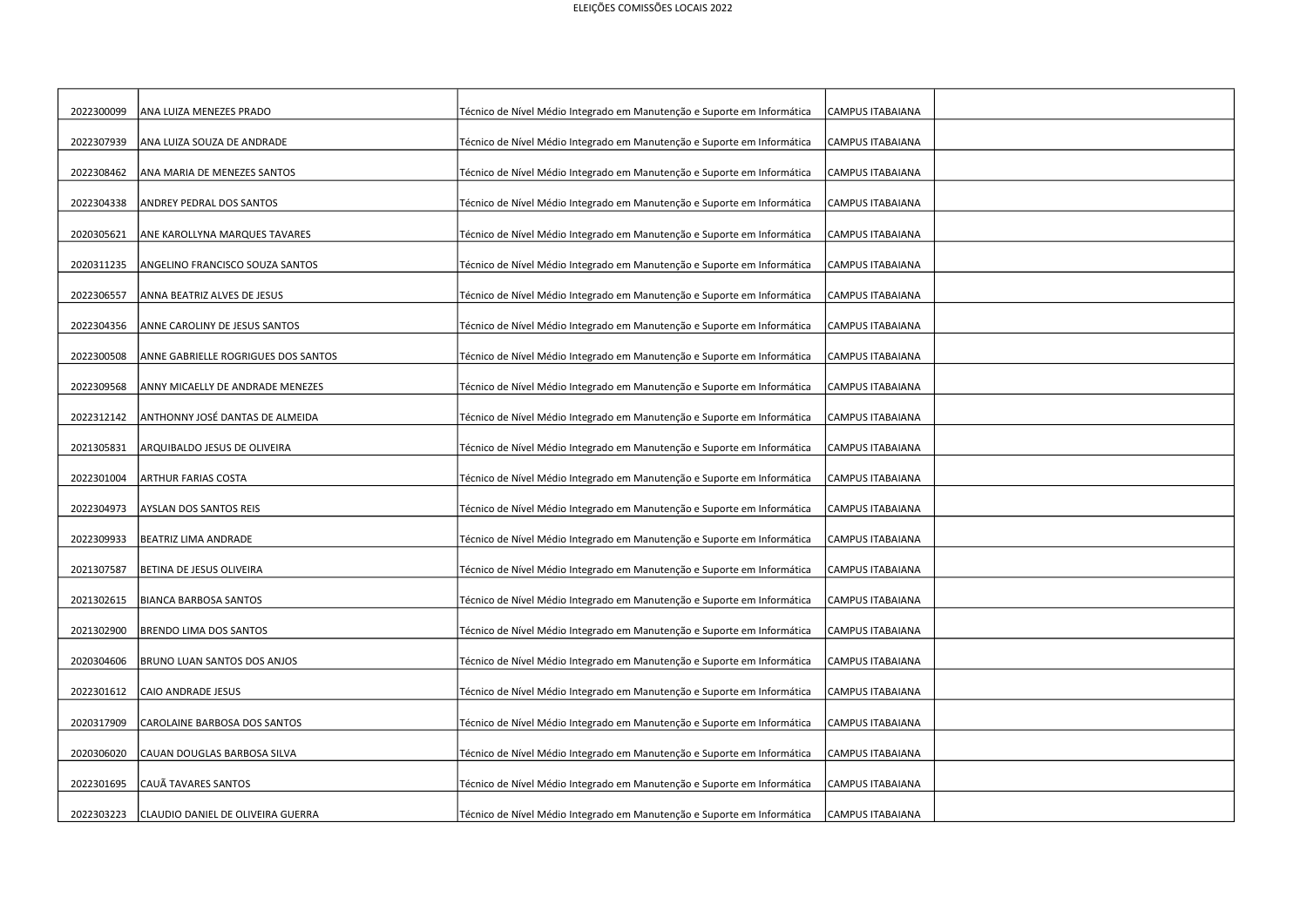ELEIÇÕES COMISSÕES LOCAIS 2022

| | | | | |
|---|---|---|---|---|
| 2022300099 | ANA LUIZA MENEZES PRADO | Técnico de Nível Médio Integrado em Manutenção e Suporte em Informática | CAMPUS ITABAIANA | |
| 2022307939 | ANA LUIZA SOUZA DE ANDRADE | Técnico de Nível Médio Integrado em Manutenção e Suporte em Informática | CAMPUS ITABAIANA | |
| 2022308462 | ANA MARIA DE MENEZES SANTOS | Técnico de Nível Médio Integrado em Manutenção e Suporte em Informática | CAMPUS ITABAIANA | |
| 2022304338 | ANDREY PEDRAL DOS SANTOS | Técnico de Nível Médio Integrado em Manutenção e Suporte em Informática | CAMPUS ITABAIANA | |
| 2020305621 | ANE KAROLLYNA MARQUES TAVARES | Técnico de Nível Médio Integrado em Manutenção e Suporte em Informática | CAMPUS ITABAIANA | |
| 2020311235 | ANGELINO FRANCISCO SOUZA SANTOS | Técnico de Nível Médio Integrado em Manutenção e Suporte em Informática | CAMPUS ITABAIANA | |
| 2022306557 | ANNA BEATRIZ ALVES DE JESUS | Técnico de Nível Médio Integrado em Manutenção e Suporte em Informática | CAMPUS ITABAIANA | |
| 2022304356 | ANNE CAROLINY DE JESUS SANTOS | Técnico de Nível Médio Integrado em Manutenção e Suporte em Informática | CAMPUS ITABAIANA | |
| 2022300508 | ANNE GABRIELLE ROGRIGUES DOS SANTOS | Técnico de Nível Médio Integrado em Manutenção e Suporte em Informática | CAMPUS ITABAIANA | |
| 2022309568 | ANNY MICAELLY DE ANDRADE MENEZES | Técnico de Nível Médio Integrado em Manutenção e Suporte em Informática | CAMPUS ITABAIANA | |
| 2022312142 | ANTHONNY JOSÉ DANTAS DE ALMEIDA | Técnico de Nível Médio Integrado em Manutenção e Suporte em Informática | CAMPUS ITABAIANA | |
| 2021305831 | ARQUIBALDO JESUS DE OLIVEIRA | Técnico de Nível Médio Integrado em Manutenção e Suporte em Informática | CAMPUS ITABAIANA | |
| 2022301004 | ARTHUR FARIAS COSTA | Técnico de Nível Médio Integrado em Manutenção e Suporte em Informática | CAMPUS ITABAIANA | |
| 2022304973 | AYSLAN DOS SANTOS REIS | Técnico de Nível Médio Integrado em Manutenção e Suporte em Informática | CAMPUS ITABAIANA | |
| 2022309933 | BEATRIZ LIMA ANDRADE | Técnico de Nível Médio Integrado em Manutenção e Suporte em Informática | CAMPUS ITABAIANA | |
| 2021307587 | BETINA DE JESUS OLIVEIRA | Técnico de Nível Médio Integrado em Manutenção e Suporte em Informática | CAMPUS ITABAIANA | |
| 2021302615 | BIANCA BARBOSA SANTOS | Técnico de Nível Médio Integrado em Manutenção e Suporte em Informática | CAMPUS ITABAIANA | |
| 2021302900 | BRENDO LIMA DOS SANTOS | Técnico de Nível Médio Integrado em Manutenção e Suporte em Informática | CAMPUS ITABAIANA | |
| 2020304606 | BRUNO LUAN SANTOS DOS ANJOS | Técnico de Nível Médio Integrado em Manutenção e Suporte em Informática | CAMPUS ITABAIANA | |
| 2022301612 | CAIO ANDRADE JESUS | Técnico de Nível Médio Integrado em Manutenção e Suporte em Informática | CAMPUS ITABAIANA | |
| 2020317909 | CAROLAINE BARBOSA DOS SANTOS | Técnico de Nível Médio Integrado em Manutenção e Suporte em Informática | CAMPUS ITABAIANA | |
| 2020306020 | CAUAN DOUGLAS BARBOSA SILVA | Técnico de Nível Médio Integrado em Manutenção e Suporte em Informática | CAMPUS ITABAIANA | |
| 2022301695 | CAUÃ TAVARES SANTOS | Técnico de Nível Médio Integrado em Manutenção e Suporte em Informática | CAMPUS ITABAIANA | |
| 2022303223 | CLAUDIO DANIEL DE OLIVEIRA GUERRA | Técnico de Nível Médio Integrado em Manutenção e Suporte em Informática | CAMPUS ITABAIANA | |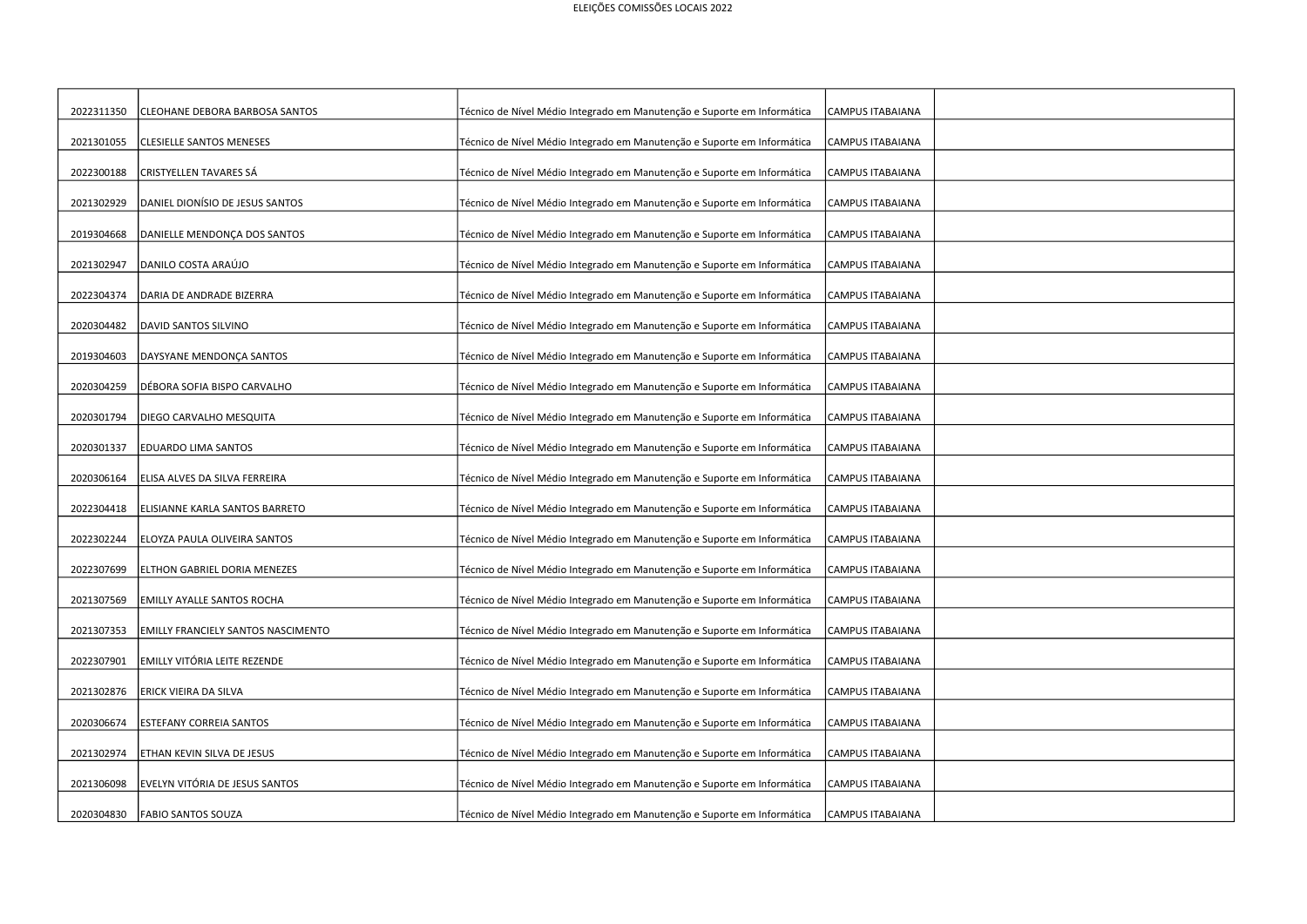| | | | | |
|---|---|---|---|---|
| 2022311350 | CLEOHANE DEBORA BARBOSA SANTOS | Técnico de Nível Médio Integrado em Manutenção e Suporte em Informática | CAMPUS ITABAIANA | |
| 2021301055 | CLESIELLE SANTOS MENESES | Técnico de Nível Médio Integrado em Manutenção e Suporte em Informática | CAMPUS ITABAIANA | |
| 2022300188 | CRISTYELLEN TAVARES SÁ | Técnico de Nível Médio Integrado em Manutenção e Suporte em Informática | CAMPUS ITABAIANA | |
| 2021302929 | DANIEL DIONÍSIO DE JESUS SANTOS | Técnico de Nível Médio Integrado em Manutenção e Suporte em Informática | CAMPUS ITABAIANA | |
| 2019304668 | DANIELLE MENDONÇA DOS SANTOS | Técnico de Nível Médio Integrado em Manutenção e Suporte em Informática | CAMPUS ITABAIANA | |
| 2021302947 | DANILO COSTA ARAÚJO | Técnico de Nível Médio Integrado em Manutenção e Suporte em Informática | CAMPUS ITABAIANA | |
| 2022304374 | DARIA DE ANDRADE BIZERRA | Técnico de Nível Médio Integrado em Manutenção e Suporte em Informática | CAMPUS ITABAIANA | |
| 2020304482 | DAVID SANTOS SILVINO | Técnico de Nível Médio Integrado em Manutenção e Suporte em Informática | CAMPUS ITABAIANA | |
| 2019304603 | DAYSYANE MENDONÇA SANTOS | Técnico de Nível Médio Integrado em Manutenção e Suporte em Informática | CAMPUS ITABAIANA | |
| 2020304259 | DÉBORA SOFIA BISPO CARVALHO | Técnico de Nível Médio Integrado em Manutenção e Suporte em Informática | CAMPUS ITABAIANA | |
| 2020301794 | DIEGO CARVALHO MESQUITA | Técnico de Nível Médio Integrado em Manutenção e Suporte em Informática | CAMPUS ITABAIANA | |
| 2020301337 | EDUARDO LIMA SANTOS | Técnico de Nível Médio Integrado em Manutenção e Suporte em Informática | CAMPUS ITABAIANA | |
| 2020306164 | ELISA ALVES DA SILVA FERREIRA | Técnico de Nível Médio Integrado em Manutenção e Suporte em Informática | CAMPUS ITABAIANA | |
| 2022304418 | ELISIANNE KARLA SANTOS BARRETO | Técnico de Nível Médio Integrado em Manutenção e Suporte em Informática | CAMPUS ITABAIANA | |
| 2022302244 | ELOYZA PAULA OLIVEIRA SANTOS | Técnico de Nível Médio Integrado em Manutenção e Suporte em Informática | CAMPUS ITABAIANA | |
| 2022307699 | ELTHON GABRIEL DORIA MENEZES | Técnico de Nível Médio Integrado em Manutenção e Suporte em Informática | CAMPUS ITABAIANA | |
| 2021307569 | EMILLY AYALLE SANTOS ROCHA | Técnico de Nível Médio Integrado em Manutenção e Suporte em Informática | CAMPUS ITABAIANA | |
| 2021307353 | EMILLY FRANCIELY SANTOS NASCIMENTO | Técnico de Nível Médio Integrado em Manutenção e Suporte em Informática | CAMPUS ITABAIANA | |
| 2022307901 | EMILLY VITÓRIA LEITE REZENDE | Técnico de Nível Médio Integrado em Manutenção e Suporte em Informática | CAMPUS ITABAIANA | |
| 2021302876 | ERICK VIEIRA DA SILVA | Técnico de Nível Médio Integrado em Manutenção e Suporte em Informática | CAMPUS ITABAIANA | |
| 2020306674 | ESTEFANY CORREIA SANTOS | Técnico de Nível Médio Integrado em Manutenção e Suporte em Informática | CAMPUS ITABAIANA | |
| 2021302974 | ETHAN KEVIN SILVA DE JESUS | Técnico de Nível Médio Integrado em Manutenção e Suporte em Informática | CAMPUS ITABAIANA | |
| 2021306098 | EVELYN VITÓRIA DE JESUS SANTOS | Técnico de Nível Médio Integrado em Manutenção e Suporte em Informática | CAMPUS ITABAIANA | |
| 2020304830 | FABIO SANTOS SOUZA | Técnico de Nível Médio Integrado em Manutenção e Suporte em Informática | CAMPUS ITABAIANA | |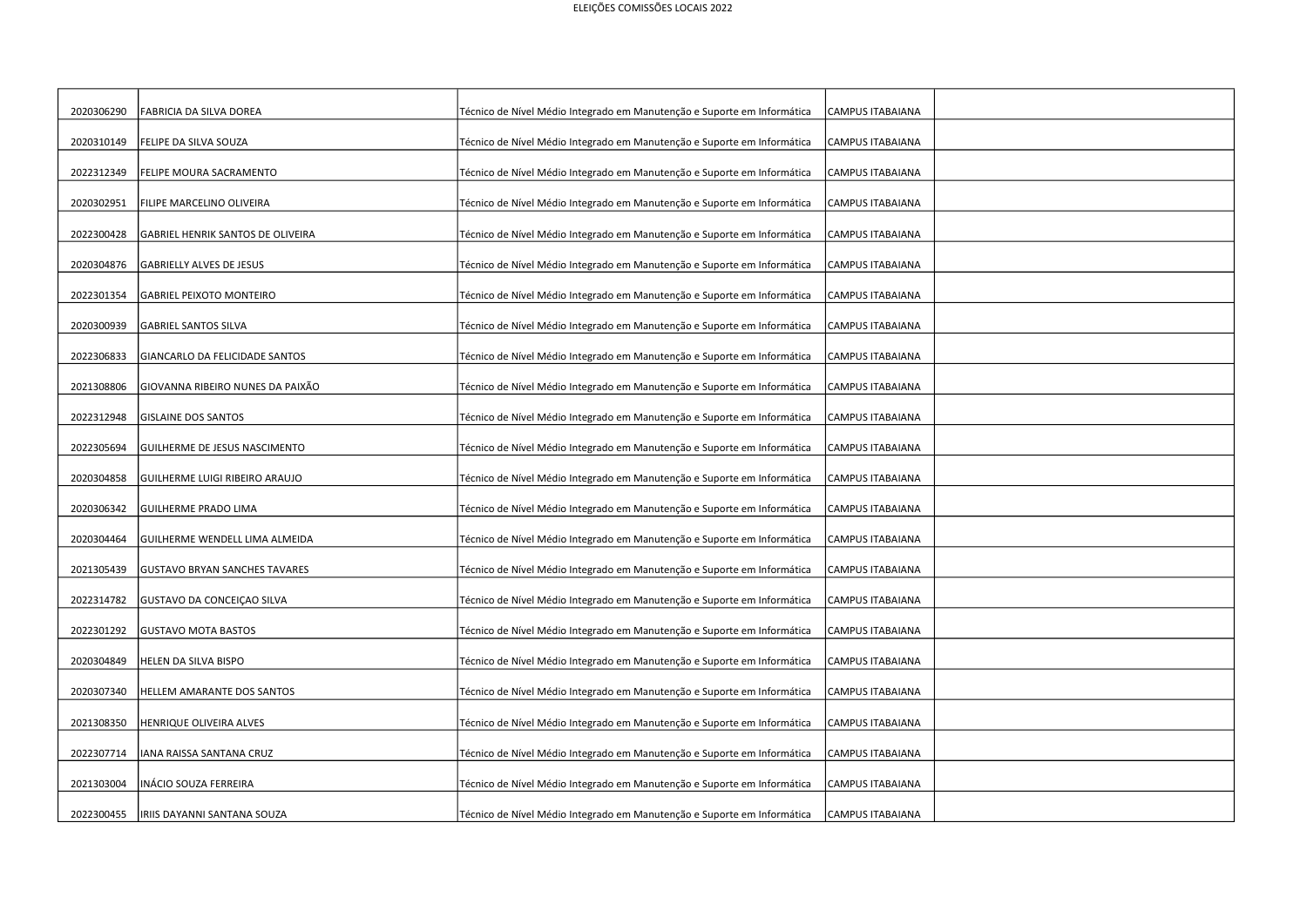| | | | | |
|---|---|---|---|---|
| 2020306290 | FABRICIA DA SILVA DOREA | Técnico de Nível Médio Integrado em Manutenção e Suporte em Informática | CAMPUS ITABAIANA | |
| 2020310149 | FELIPE DA SILVA SOUZA | Técnico de Nível Médio Integrado em Manutenção e Suporte em Informática | CAMPUS ITABAIANA | |
| 2022312349 | FELIPE MOURA SACRAMENTO | Técnico de Nível Médio Integrado em Manutenção e Suporte em Informática | CAMPUS ITABAIANA | |
| 2020302951 | FILIPE MARCELINO OLIVEIRA | Técnico de Nível Médio Integrado em Manutenção e Suporte em Informática | CAMPUS ITABAIANA | |
| 2022300428 | GABRIEL HENRIK SANTOS DE OLIVEIRA | Técnico de Nível Médio Integrado em Manutenção e Suporte em Informática | CAMPUS ITABAIANA | |
| 2020304876 | GABRIELLY ALVES DE JESUS | Técnico de Nível Médio Integrado em Manutenção e Suporte em Informática | CAMPUS ITABAIANA | |
| 2022301354 | GABRIEL PEIXOTO MONTEIRO | Técnico de Nível Médio Integrado em Manutenção e Suporte em Informática | CAMPUS ITABAIANA | |
| 2020300939 | GABRIEL SANTOS SILVA | Técnico de Nível Médio Integrado em Manutenção e Suporte em Informática | CAMPUS ITABAIANA | |
| 2022306833 | GIANCARLO DA FELICIDADE SANTOS | Técnico de Nível Médio Integrado em Manutenção e Suporte em Informática | CAMPUS ITABAIANA | |
| 2021308806 | GIOVANNA RIBEIRO NUNES DA PAIXÃO | Técnico de Nível Médio Integrado em Manutenção e Suporte em Informática | CAMPUS ITABAIANA | |
| 2022312948 | GISLAINE DOS SANTOS | Técnico de Nível Médio Integrado em Manutenção e Suporte em Informática | CAMPUS ITABAIANA | |
| 2022305694 | GUILHERME DE JESUS NASCIMENTO | Técnico de Nível Médio Integrado em Manutenção e Suporte em Informática | CAMPUS ITABAIANA | |
| 2020304858 | GUILHERME LUIGI RIBEIRO ARAUJO | Técnico de Nível Médio Integrado em Manutenção e Suporte em Informática | CAMPUS ITABAIANA | |
| 2020306342 | GUILHERME PRADO LIMA | Técnico de Nível Médio Integrado em Manutenção e Suporte em Informática | CAMPUS ITABAIANA | |
| 2020304464 | GUILHERME WENDELL LIMA ALMEIDA | Técnico de Nível Médio Integrado em Manutenção e Suporte em Informática | CAMPUS ITABAIANA | |
| 2021305439 | GUSTAVO BRYAN SANCHES TAVARES | Técnico de Nível Médio Integrado em Manutenção e Suporte em Informática | CAMPUS ITABAIANA | |
| 2022314782 | GUSTAVO DA CONCEIÇAO SILVA | Técnico de Nível Médio Integrado em Manutenção e Suporte em Informática | CAMPUS ITABAIANA | |
| 2022301292 | GUSTAVO MOTA BASTOS | Técnico de Nível Médio Integrado em Manutenção e Suporte em Informática | CAMPUS ITABAIANA | |
| 2020304849 | HELEN DA SILVA BISPO | Técnico de Nível Médio Integrado em Manutenção e Suporte em Informática | CAMPUS ITABAIANA | |
| 2020307340 | HELLEM AMARANTE DOS SANTOS | Técnico de Nível Médio Integrado em Manutenção e Suporte em Informática | CAMPUS ITABAIANA | |
| 2021308350 | HENRIQUE OLIVEIRA ALVES | Técnico de Nível Médio Integrado em Manutenção e Suporte em Informática | CAMPUS ITABAIANA | |
| 2022307714 | IANA RAISSA SANTANA CRUZ | Técnico de Nível Médio Integrado em Manutenção e Suporte em Informática | CAMPUS ITABAIANA | |
| 2021303004 | INÁCIO SOUZA FERREIRA | Técnico de Nível Médio Integrado em Manutenção e Suporte em Informática | CAMPUS ITABAIANA | |
| 2022300455 | IRIIS DAYANNI SANTANA SOUZA | Técnico de Nível Médio Integrado em Manutenção e Suporte em Informática | CAMPUS ITABAIANA | |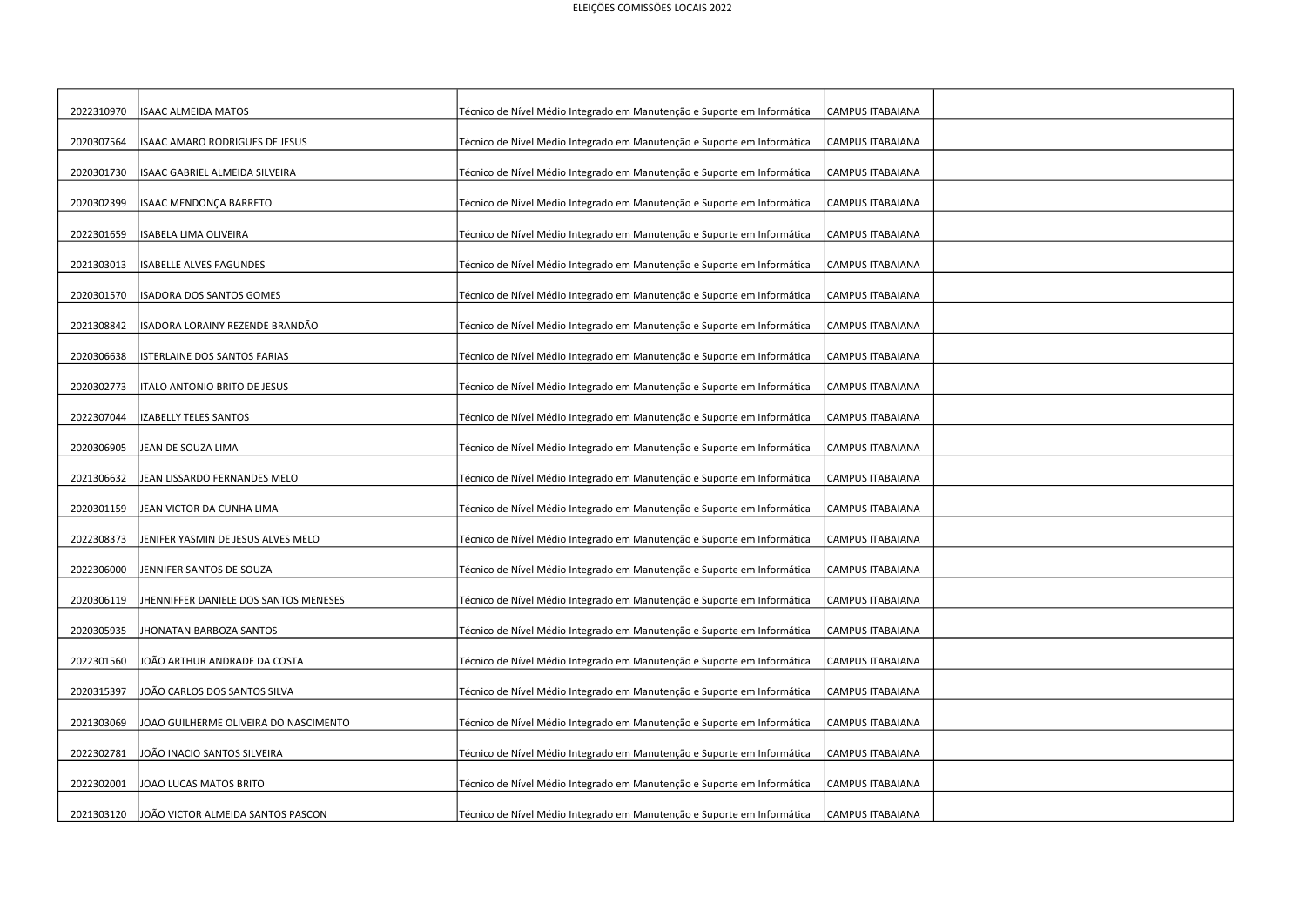ELEIÇÕES COMISSÕES LOCAIS 2022

| | | | | |
|---|---|---|---|---|
| 2022310970 | ISAAC ALMEIDA MATOS | Técnico de Nível Médio Integrado em Manutenção e Suporte em Informática | CAMPUS ITABAIANA | |
| 2020307564 | ISAAC AMARO RODRIGUES DE JESUS | Técnico de Nível Médio Integrado em Manutenção e Suporte em Informática | CAMPUS ITABAIANA | |
| 2020301730 | ISAAC GABRIEL ALMEIDA SILVEIRA | Técnico de Nível Médio Integrado em Manutenção e Suporte em Informática | CAMPUS ITABAIANA | |
| 2020302399 | ISAAC MENDONÇA BARRETO | Técnico de Nível Médio Integrado em Manutenção e Suporte em Informática | CAMPUS ITABAIANA | |
| 2022301659 | ISABELA LIMA OLIVEIRA | Técnico de Nível Médio Integrado em Manutenção e Suporte em Informática | CAMPUS ITABAIANA | |
| 2021303013 | ISABELLE ALVES FAGUNDES | Técnico de Nível Médio Integrado em Manutenção e Suporte em Informática | CAMPUS ITABAIANA | |
| 2020301570 | ISADORA DOS SANTOS GOMES | Técnico de Nível Médio Integrado em Manutenção e Suporte em Informática | CAMPUS ITABAIANA | |
| 2021308842 | ISADORA LORAINY REZENDE BRANDÃO | Técnico de Nível Médio Integrado em Manutenção e Suporte em Informática | CAMPUS ITABAIANA | |
| 2020306638 | ISTERLAINE DOS SANTOS FARIAS | Técnico de Nível Médio Integrado em Manutenção e Suporte em Informática | CAMPUS ITABAIANA | |
| 2020302773 | ITALO ANTONIO BRITO DE JESUS | Técnico de Nível Médio Integrado em Manutenção e Suporte em Informática | CAMPUS ITABAIANA | |
| 2022307044 | IZABELLY TELES SANTOS | Técnico de Nível Médio Integrado em Manutenção e Suporte em Informática | CAMPUS ITABAIANA | |
| 2020306905 | JEAN DE SOUZA LIMA | Técnico de Nível Médio Integrado em Manutenção e Suporte em Informática | CAMPUS ITABAIANA | |
| 2021306632 | JEAN LISSARDO FERNANDES MELO | Técnico de Nível Médio Integrado em Manutenção e Suporte em Informática | CAMPUS ITABAIANA | |
| 2020301159 | JEAN VICTOR DA CUNHA LIMA | Técnico de Nível Médio Integrado em Manutenção e Suporte em Informática | CAMPUS ITABAIANA | |
| 2022308373 | JENIFER YASMIN DE JESUS ALVES MELO | Técnico de Nível Médio Integrado em Manutenção e Suporte em Informática | CAMPUS ITABAIANA | |
| 2022306000 | JENNIFER SANTOS DE SOUZA | Técnico de Nível Médio Integrado em Manutenção e Suporte em Informática | CAMPUS ITABAIANA | |
| 2020306119 | JHENNIFFER DANIELE DOS SANTOS MENESES | Técnico de Nível Médio Integrado em Manutenção e Suporte em Informática | CAMPUS ITABAIANA | |
| 2020305935 | JHONATAN BARBOZA SANTOS | Técnico de Nível Médio Integrado em Manutenção e Suporte em Informática | CAMPUS ITABAIANA | |
| 2022301560 | JOÃO ARTHUR ANDRADE DA COSTA | Técnico de Nível Médio Integrado em Manutenção e Suporte em Informática | CAMPUS ITABAIANA | |
| 2020315397 | JOÃO CARLOS DOS SANTOS SILVA | Técnico de Nível Médio Integrado em Manutenção e Suporte em Informática | CAMPUS ITABAIANA | |
| 2021303069 | JOAO GUILHERME OLIVEIRA DO NASCIMENTO | Técnico de Nível Médio Integrado em Manutenção e Suporte em Informática | CAMPUS ITABAIANA | |
| 2022302781 | JOÃO INACIO SANTOS SILVEIRA | Técnico de Nível Médio Integrado em Manutenção e Suporte em Informática | CAMPUS ITABAIANA | |
| 2022302001 | JOAO LUCAS MATOS BRITO | Técnico de Nível Médio Integrado em Manutenção e Suporte em Informática | CAMPUS ITABAIANA | |
| 2021303120 | JOÃO VICTOR ALMEIDA SANTOS PASCON | Técnico de Nível Médio Integrado em Manutenção e Suporte em Informática | CAMPUS ITABAIANA | |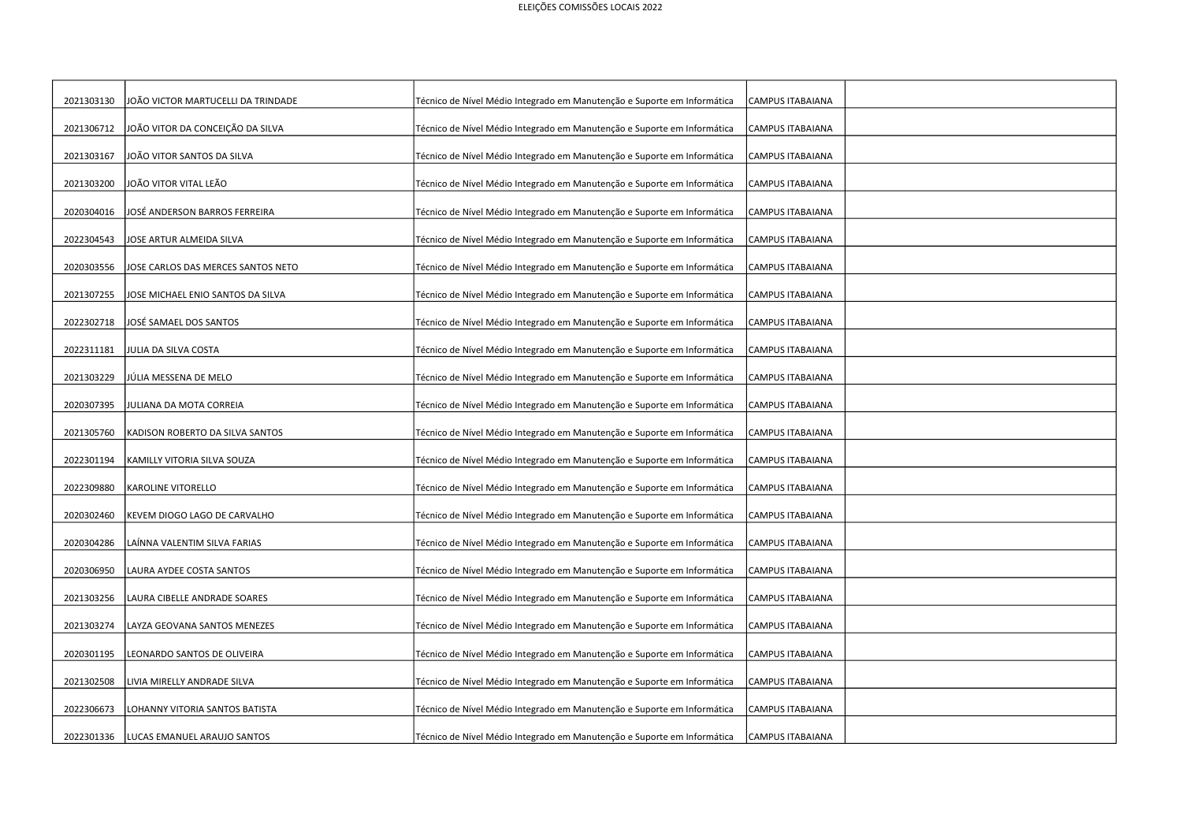| | | | | |
|---|---|---|---|---|
| 2021303130 | JOÃO VICTOR MARTUCELLI DA TRINDADE | Técnico de Nível Médio Integrado em Manutenção e Suporte em Informática | CAMPUS ITABAIANA | |
| 2021306712 | JOÃO VITOR DA CONCEIÇÃO DA SILVA | Técnico de Nível Médio Integrado em Manutenção e Suporte em Informática | CAMPUS ITABAIANA | |
| 2021303167 | JOÃO VITOR SANTOS DA SILVA | Técnico de Nível Médio Integrado em Manutenção e Suporte em Informática | CAMPUS ITABAIANA | |
| 2021303200 | JOÃO VITOR VITAL LEÃO | Técnico de Nível Médio Integrado em Manutenção e Suporte em Informática | CAMPUS ITABAIANA | |
| 2020304016 | JOSÉ ANDERSON BARROS FERREIRA | Técnico de Nível Médio Integrado em Manutenção e Suporte em Informática | CAMPUS ITABAIANA | |
| 2022304543 | JOSE ARTUR ALMEIDA SILVA | Técnico de Nível Médio Integrado em Manutenção e Suporte em Informática | CAMPUS ITABAIANA | |
| 2020303556 | JOSE CARLOS DAS MERCES SANTOS NETO | Técnico de Nível Médio Integrado em Manutenção e Suporte em Informática | CAMPUS ITABAIANA | |
| 2021307255 | JOSE MICHAEL ENIO SANTOS DA SILVA | Técnico de Nível Médio Integrado em Manutenção e Suporte em Informática | CAMPUS ITABAIANA | |
| 2022302718 | JOSÉ SAMAEL DOS SANTOS | Técnico de Nível Médio Integrado em Manutenção e Suporte em Informática | CAMPUS ITABAIANA | |
| 2022311181 | JULIA DA SILVA COSTA | Técnico de Nível Médio Integrado em Manutenção e Suporte em Informática | CAMPUS ITABAIANA | |
| 2021303229 | JÚLIA MESSENA DE MELO | Técnico de Nível Médio Integrado em Manutenção e Suporte em Informática | CAMPUS ITABAIANA | |
| 2020307395 | JULIANA DA MOTA CORREIA | Técnico de Nível Médio Integrado em Manutenção e Suporte em Informática | CAMPUS ITABAIANA | |
| 2021305760 | KADISON ROBERTO DA SILVA SANTOS | Técnico de Nível Médio Integrado em Manutenção e Suporte em Informática | CAMPUS ITABAIANA | |
| 2022301194 | KAMILLY VITORIA SILVA SOUZA | Técnico de Nível Médio Integrado em Manutenção e Suporte em Informática | CAMPUS ITABAIANA | |
| 2022309880 | KAROLINE VITORELLO | Técnico de Nível Médio Integrado em Manutenção e Suporte em Informática | CAMPUS ITABAIANA | |
| 2020302460 | KEVEM DIOGO LAGO DE CARVALHO | Técnico de Nível Médio Integrado em Manutenção e Suporte em Informática | CAMPUS ITABAIANA | |
| 2020304286 | LAÍNNA VALENTIM SILVA FARIAS | Técnico de Nível Médio Integrado em Manutenção e Suporte em Informática | CAMPUS ITABAIANA | |
| 2020306950 | LAURA AYDEE COSTA SANTOS | Técnico de Nível Médio Integrado em Manutenção e Suporte em Informática | CAMPUS ITABAIANA | |
| 2021303256 | LAURA CIBELLE ANDRADE SOARES | Técnico de Nível Médio Integrado em Manutenção e Suporte em Informática | CAMPUS ITABAIANA | |
| 2021303274 | LAYZA GEOVANA SANTOS MENEZES | Técnico de Nível Médio Integrado em Manutenção e Suporte em Informática | CAMPUS ITABAIANA | |
| 2020301195 | LEONARDO SANTOS DE OLIVEIRA | Técnico de Nível Médio Integrado em Manutenção e Suporte em Informática | CAMPUS ITABAIANA | |
| 2021302508 | LIVIA MIRELLY ANDRADE SILVA | Técnico de Nível Médio Integrado em Manutenção e Suporte em Informática | CAMPUS ITABAIANA | |
| 2022306673 | LOHANNY VITORIA SANTOS BATISTA | Técnico de Nível Médio Integrado em Manutenção e Suporte em Informática | CAMPUS ITABAIANA | |
| 2022301336 | LUCAS EMANUEL ARAUJO SANTOS | Técnico de Nível Médio Integrado em Manutenção e Suporte em Informática | CAMPUS ITABAIANA | |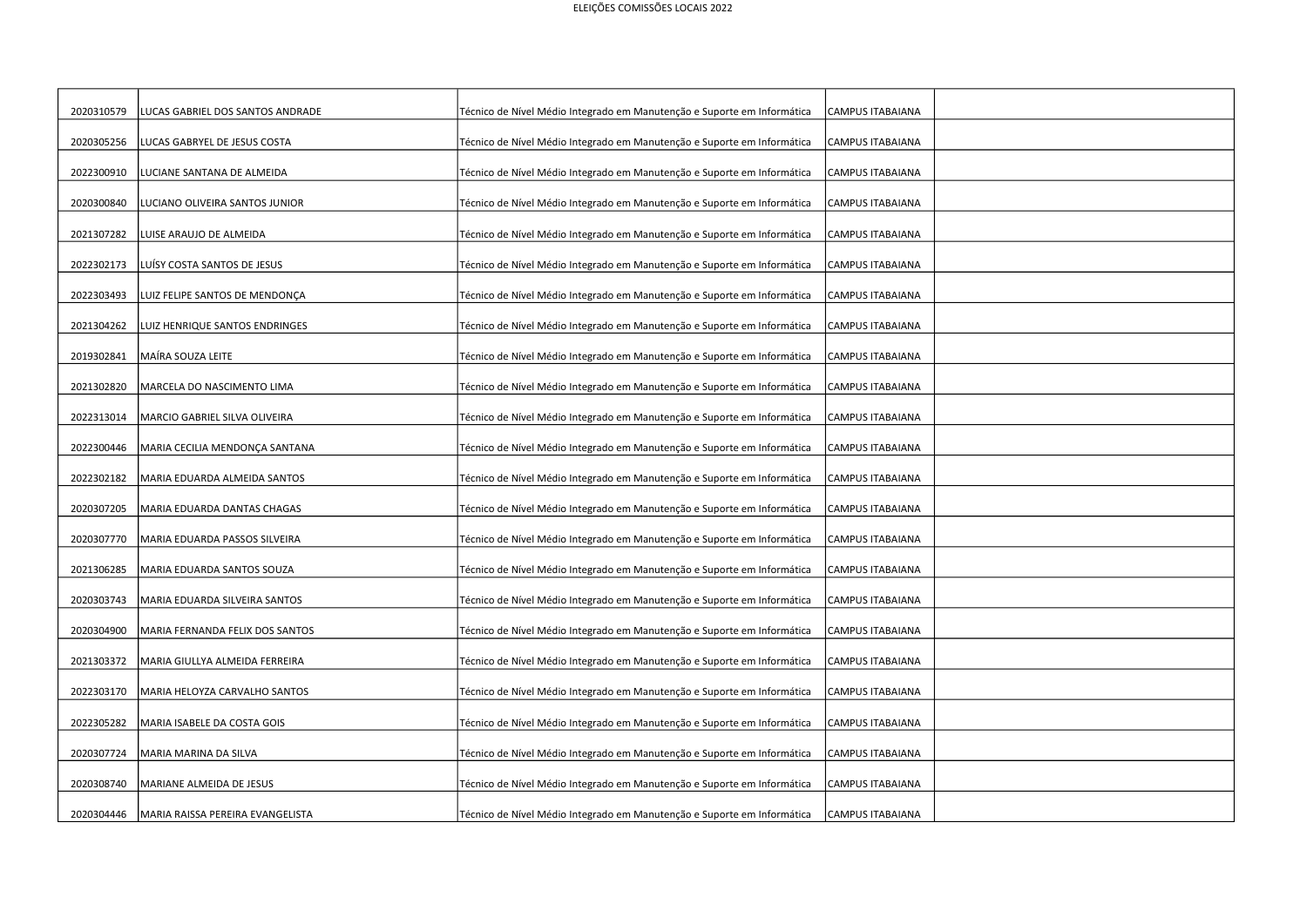| | | | | |
|---|---|---|---|---|
| 2020310579 | LUCAS GABRIEL DOS SANTOS ANDRADE | Técnico de Nível Médio Integrado em Manutenção e Suporte em Informática | CAMPUS ITABAIANA | |
| 2020305256 | LUCAS GABRYEL DE JESUS COSTA | Técnico de Nível Médio Integrado em Manutenção e Suporte em Informática | CAMPUS ITABAIANA | |
| 2022300910 | LUCIANE SANTANA DE ALMEIDA | Técnico de Nível Médio Integrado em Manutenção e Suporte em Informática | CAMPUS ITABAIANA | |
| 2020300840 | LUCIANO OLIVEIRA SANTOS JUNIOR | Técnico de Nível Médio Integrado em Manutenção e Suporte em Informática | CAMPUS ITABAIANA | |
| 2021307282 | LUISE ARAUJO DE ALMEIDA | Técnico de Nível Médio Integrado em Manutenção e Suporte em Informática | CAMPUS ITABAIANA | |
| 2022302173 | LUÍSY COSTA SANTOS DE JESUS | Técnico de Nível Médio Integrado em Manutenção e Suporte em Informática | CAMPUS ITABAIANA | |
| 2022303493 | LUIZ FELIPE SANTOS DE MENDONÇA | Técnico de Nível Médio Integrado em Manutenção e Suporte em Informática | CAMPUS ITABAIANA | |
| 2021304262 | LUIZ HENRIQUE SANTOS ENDRINGES | Técnico de Nível Médio Integrado em Manutenção e Suporte em Informática | CAMPUS ITABAIANA | |
| 2019302841 | MAÍRA SOUZA LEITE | Técnico de Nível Médio Integrado em Manutenção e Suporte em Informática | CAMPUS ITABAIANA | |
| 2021302820 | MARCELA DO NASCIMENTO LIMA | Técnico de Nível Médio Integrado em Manutenção e Suporte em Informática | CAMPUS ITABAIANA | |
| 2022313014 | MARCIO GABRIEL SILVA OLIVEIRA | Técnico de Nível Médio Integrado em Manutenção e Suporte em Informática | CAMPUS ITABAIANA | |
| 2022300446 | MARIA CECILIA MENDONÇA SANTANA | Técnico de Nível Médio Integrado em Manutenção e Suporte em Informática | CAMPUS ITABAIANA | |
| 2022302182 | MARIA EDUARDA ALMEIDA SANTOS | Técnico de Nível Médio Integrado em Manutenção e Suporte em Informática | CAMPUS ITABAIANA | |
| 2020307205 | MARIA EDUARDA DANTAS CHAGAS | Técnico de Nível Médio Integrado em Manutenção e Suporte em Informática | CAMPUS ITABAIANA | |
| 2020307770 | MARIA EDUARDA PASSOS SILVEIRA | Técnico de Nível Médio Integrado em Manutenção e Suporte em Informática | CAMPUS ITABAIANA | |
| 2021306285 | MARIA EDUARDA SANTOS SOUZA | Técnico de Nível Médio Integrado em Manutenção e Suporte em Informática | CAMPUS ITABAIANA | |
| 2020303743 | MARIA EDUARDA SILVEIRA SANTOS | Técnico de Nível Médio Integrado em Manutenção e Suporte em Informática | CAMPUS ITABAIANA | |
| 2020304900 | MARIA FERNANDA FELIX DOS SANTOS | Técnico de Nível Médio Integrado em Manutenção e Suporte em Informática | CAMPUS ITABAIANA | |
| 2021303372 | MARIA GIULLYA ALMEIDA FERREIRA | Técnico de Nível Médio Integrado em Manutenção e Suporte em Informática | CAMPUS ITABAIANA | |
| 2022303170 | MARIA HELOYZA CARVALHO SANTOS | Técnico de Nível Médio Integrado em Manutenção e Suporte em Informática | CAMPUS ITABAIANA | |
| 2022305282 | MARIA ISABELE DA COSTA GOIS | Técnico de Nível Médio Integrado em Manutenção e Suporte em Informática | CAMPUS ITABAIANA | |
| 2020307724 | MARIA MARINA DA SILVA | Técnico de Nível Médio Integrado em Manutenção e Suporte em Informática | CAMPUS ITABAIANA | |
| 2020308740 | MARIANE ALMEIDA DE JESUS | Técnico de Nível Médio Integrado em Manutenção e Suporte em Informática | CAMPUS ITABAIANA | |
| 2020304446 | MARIA RAISSA PEREIRA EVANGELISTA | Técnico de Nível Médio Integrado em Manutenção e Suporte em Informática | CAMPUS ITABAIANA | |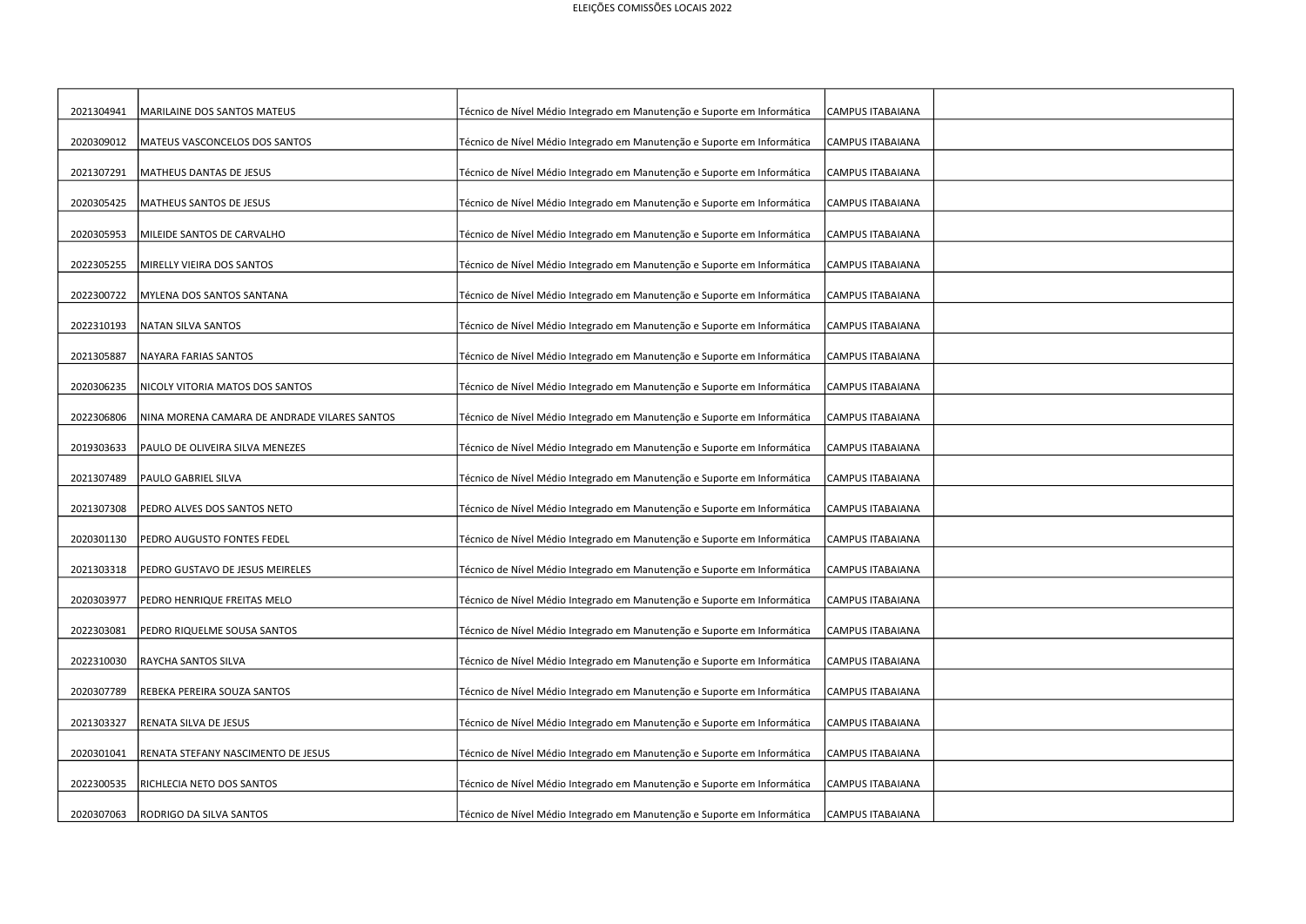| | | | | |
|---|---|---|---|---|
| 2021304941 | MARILAINE DOS SANTOS MATEUS | Técnico de Nível Médio Integrado em Manutenção e Suporte em Informática | CAMPUS ITABAIANA | |
| 2020309012 | MATEUS VASCONCELOS DOS SANTOS | Técnico de Nível Médio Integrado em Manutenção e Suporte em Informática | CAMPUS ITABAIANA | |
| 2021307291 | MATHEUS DANTAS DE JESUS | Técnico de Nível Médio Integrado em Manutenção e Suporte em Informática | CAMPUS ITABAIANA | |
| 2020305425 | MATHEUS SANTOS DE JESUS | Técnico de Nível Médio Integrado em Manutenção e Suporte em Informática | CAMPUS ITABAIANA | |
| 2020305953 | MILEIDE SANTOS DE CARVALHO | Técnico de Nível Médio Integrado em Manutenção e Suporte em Informática | CAMPUS ITABAIANA | |
| 2022305255 | MIRELLY VIEIRA DOS SANTOS | Técnico de Nível Médio Integrado em Manutenção e Suporte em Informática | CAMPUS ITABAIANA | |
| 2022300722 | MYLENA DOS SANTOS SANTANA | Técnico de Nível Médio Integrado em Manutenção e Suporte em Informática | CAMPUS ITABAIANA | |
| 2022310193 | NATAN SILVA SANTOS | Técnico de Nível Médio Integrado em Manutenção e Suporte em Informática | CAMPUS ITABAIANA | |
| 2021305887 | NAYARA FARIAS SANTOS | Técnico de Nível Médio Integrado em Manutenção e Suporte em Informática | CAMPUS ITABAIANA | |
| 2020306235 | NICOLY VITORIA MATOS DOS SANTOS | Técnico de Nível Médio Integrado em Manutenção e Suporte em Informática | CAMPUS ITABAIANA | |
| 2022306806 | NINA MORENA CAMARA DE ANDRADE VILARES SANTOS | Técnico de Nível Médio Integrado em Manutenção e Suporte em Informática | CAMPUS ITABAIANA | |
| 2019303633 | PAULO DE OLIVEIRA SILVA MENEZES | Técnico de Nível Médio Integrado em Manutenção e Suporte em Informática | CAMPUS ITABAIANA | |
| 2021307489 | PAULO GABRIEL SILVA | Técnico de Nível Médio Integrado em Manutenção e Suporte em Informática | CAMPUS ITABAIANA | |
| 2021307308 | PEDRO ALVES DOS SANTOS NETO | Técnico de Nível Médio Integrado em Manutenção e Suporte em Informática | CAMPUS ITABAIANA | |
| 2020301130 | PEDRO AUGUSTO FONTES FEDEL | Técnico de Nível Médio Integrado em Manutenção e Suporte em Informática | CAMPUS ITABAIANA | |
| 2021303318 | PEDRO GUSTAVO DE JESUS MEIRELES | Técnico de Nível Médio Integrado em Manutenção e Suporte em Informática | CAMPUS ITABAIANA | |
| 2020303977 | PEDRO HENRIQUE FREITAS MELO | Técnico de Nível Médio Integrado em Manutenção e Suporte em Informática | CAMPUS ITABAIANA | |
| 2022303081 | PEDRO RIQUELME SOUSA SANTOS | Técnico de Nível Médio Integrado em Manutenção e Suporte em Informática | CAMPUS ITABAIANA | |
| 2022310030 | RAYCHA SANTOS SILVA | Técnico de Nível Médio Integrado em Manutenção e Suporte em Informática | CAMPUS ITABAIANA | |
| 2020307789 | REBEKA PEREIRA SOUZA SANTOS | Técnico de Nível Médio Integrado em Manutenção e Suporte em Informática | CAMPUS ITABAIANA | |
| 2021303327 | RENATA SILVA DE JESUS | Técnico de Nível Médio Integrado em Manutenção e Suporte em Informática | CAMPUS ITABAIANA | |
| 2020301041 | RENATA STEFANY NASCIMENTO DE JESUS | Técnico de Nível Médio Integrado em Manutenção e Suporte em Informática | CAMPUS ITABAIANA | |
| 2022300535 | RICHLECIA NETO DOS SANTOS | Técnico de Nível Médio Integrado em Manutenção e Suporte em Informática | CAMPUS ITABAIANA | |
| 2020307063 | RODRIGO DA SILVA SANTOS | Técnico de Nível Médio Integrado em Manutenção e Suporte em Informática | CAMPUS ITABAIANA | |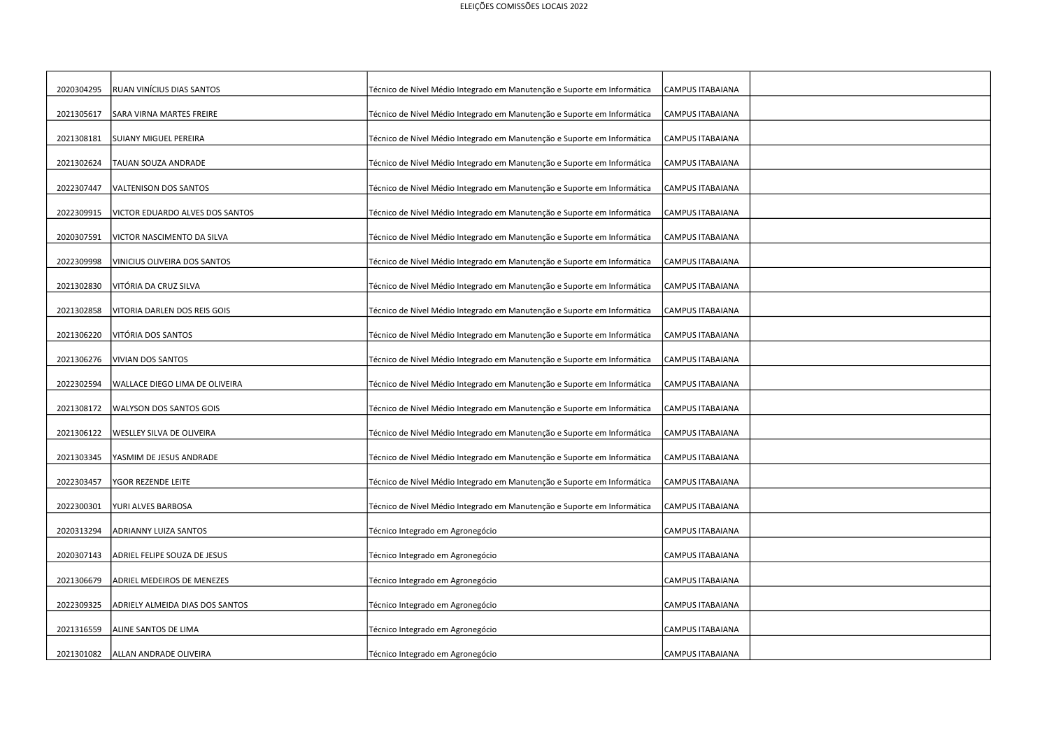| | | | | |
|---|---|---|---|---|
| 2020304295 | RUAN VINÍCIUS DIAS SANTOS | Técnico de Nível Médio Integrado em Manutenção e Suporte em Informática | CAMPUS ITABAIANA | |
| 2021305617 | SARA VIRNA MARTES FREIRE | Técnico de Nível Médio Integrado em Manutenção e Suporte em Informática | CAMPUS ITABAIANA | |
| 2021308181 | SUIANY MIGUEL PEREIRA | Técnico de Nível Médio Integrado em Manutenção e Suporte em Informática | CAMPUS ITABAIANA | |
| 2021302624 | TAUAN SOUZA ANDRADE | Técnico de Nível Médio Integrado em Manutenção e Suporte em Informática | CAMPUS ITABAIANA | |
| 2022307447 | VALTENISON DOS SANTOS | Técnico de Nível Médio Integrado em Manutenção e Suporte em Informática | CAMPUS ITABAIANA | |
| 2022309915 | VICTOR EDUARDO ALVES DOS SANTOS | Técnico de Nível Médio Integrado em Manutenção e Suporte em Informática | CAMPUS ITABAIANA | |
| 2020307591 | VICTOR NASCIMENTO DA SILVA | Técnico de Nível Médio Integrado em Manutenção e Suporte em Informática | CAMPUS ITABAIANA | |
| 2022309998 | VINICIUS OLIVEIRA DOS SANTOS | Técnico de Nível Médio Integrado em Manutenção e Suporte em Informática | CAMPUS ITABAIANA | |
| 2021302830 | VITÓRIA DA CRUZ SILVA | Técnico de Nível Médio Integrado em Manutenção e Suporte em Informática | CAMPUS ITABAIANA | |
| 2021302858 | VITORIA DARLEN DOS REIS GOIS | Técnico de Nível Médio Integrado em Manutenção e Suporte em Informática | CAMPUS ITABAIANA | |
| 2021306220 | VITÓRIA DOS SANTOS | Técnico de Nível Médio Integrado em Manutenção e Suporte em Informática | CAMPUS ITABAIANA | |
| 2021306276 | VIVIAN DOS SANTOS | Técnico de Nível Médio Integrado em Manutenção e Suporte em Informática | CAMPUS ITABAIANA | |
| 2022302594 | WALLACE DIEGO LIMA DE OLIVEIRA | Técnico de Nível Médio Integrado em Manutenção e Suporte em Informática | CAMPUS ITABAIANA | |
| 2021308172 | WALYSON DOS SANTOS GOIS | Técnico de Nível Médio Integrado em Manutenção e Suporte em Informática | CAMPUS ITABAIANA | |
| 2021306122 | WESLLEY SILVA DE OLIVEIRA | Técnico de Nível Médio Integrado em Manutenção e Suporte em Informática | CAMPUS ITABAIANA | |
| 2021303345 | YASMIM DE JESUS ANDRADE | Técnico de Nível Médio Integrado em Manutenção e Suporte em Informática | CAMPUS ITABAIANA | |
| 2022303457 | YGOR REZENDE LEITE | Técnico de Nível Médio Integrado em Manutenção e Suporte em Informática | CAMPUS ITABAIANA | |
| 2022300301 | YURI ALVES BARBOSA | Técnico de Nível Médio Integrado em Manutenção e Suporte em Informática | CAMPUS ITABAIANA | |
| 2020313294 | ADRIANNY LUIZA SANTOS | Técnico Integrado em Agronegócio | CAMPUS ITABAIANA | |
| 2020307143 | ADRIEL FELIPE SOUZA DE JESUS | Técnico Integrado em Agronegócio | CAMPUS ITABAIANA | |
| 2021306679 | ADRIEL MEDEIROS DE MENEZES | Técnico Integrado em Agronegócio | CAMPUS ITABAIANA | |
| 2022309325 | ADRIELY ALMEIDA DIAS DOS SANTOS | Técnico Integrado em Agronegócio | CAMPUS ITABAIANA | |
| 2021316559 | ALINE SANTOS DE LIMA | Técnico Integrado em Agronegócio | CAMPUS ITABAIANA | |
| 2021301082 | ALLAN ANDRADE OLIVEIRA | Técnico Integrado em Agronegócio | CAMPUS ITABAIANA | |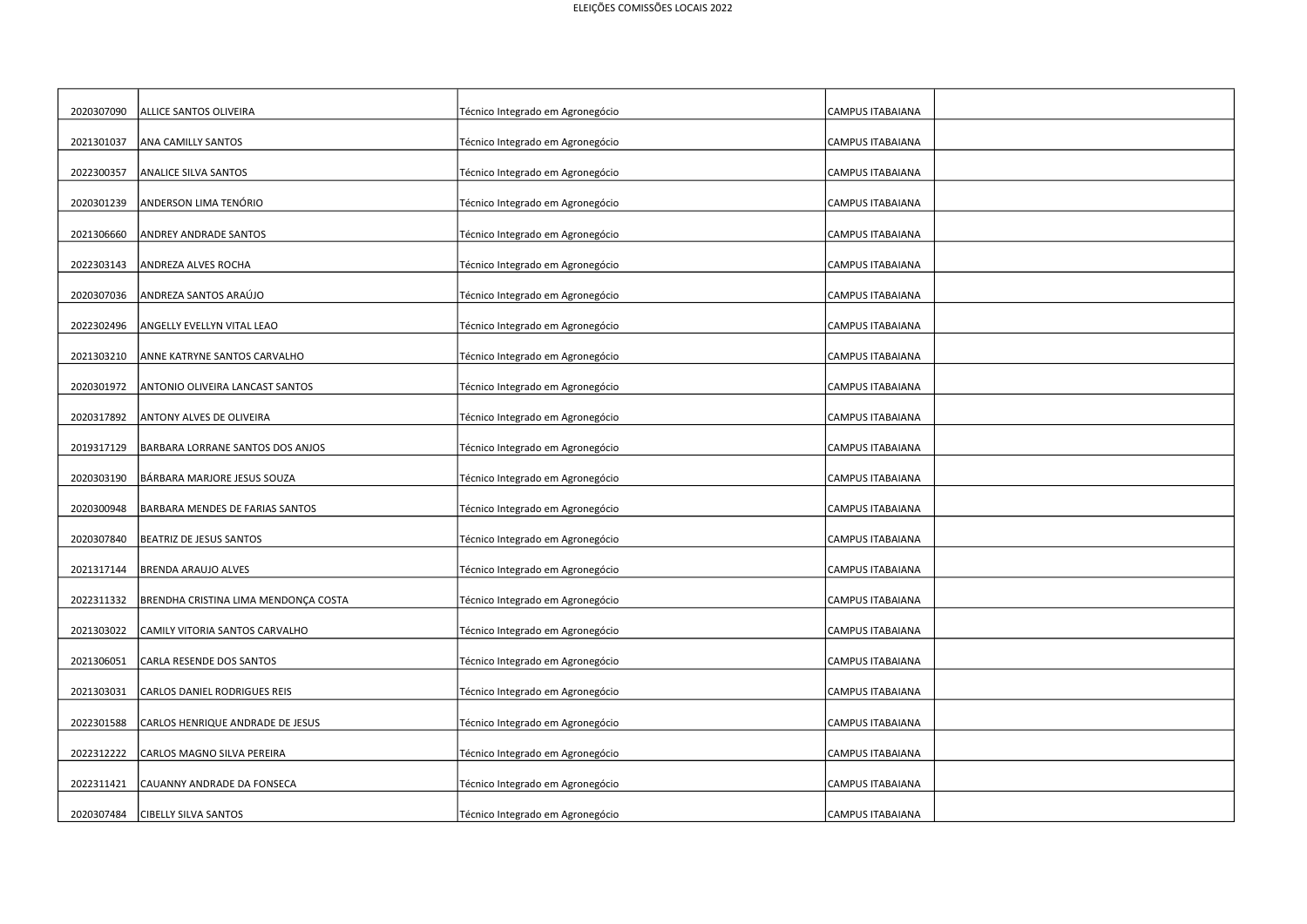| | | | | |
|---|---|---|---|---|
| 2020307090 | ALLICE SANTOS OLIVEIRA | Técnico Integrado em Agronegócio | CAMPUS ITABAIANA | |
| 2021301037 | ANA CAMILLY SANTOS | Técnico Integrado em Agronegócio | CAMPUS ITABAIANA | |
| 2022300357 | ANALICE SILVA SANTOS | Técnico Integrado em Agronegócio | CAMPUS ITABAIANA | |
| 2020301239 | ANDERSON LIMA TENÓRIO | Técnico Integrado em Agronegócio | CAMPUS ITABAIANA | |
| 2021306660 | ANDREY ANDRADE SANTOS | Técnico Integrado em Agronegócio | CAMPUS ITABAIANA | |
| 2022303143 | ANDREZA ALVES ROCHA | Técnico Integrado em Agronegócio | CAMPUS ITABAIANA | |
| 2020307036 | ANDREZA SANTOS ARAÚJO | Técnico Integrado em Agronegócio | CAMPUS ITABAIANA | |
| 2022302496 | ANGELLY EVELLYN VITAL LEAO | Técnico Integrado em Agronegócio | CAMPUS ITABAIANA | |
| 2021303210 | ANNE KATRYNE SANTOS CARVALHO | Técnico Integrado em Agronegócio | CAMPUS ITABAIANA | |
| 2020301972 | ANTONIO OLIVEIRA LANCAST SANTOS | Técnico Integrado em Agronegócio | CAMPUS ITABAIANA | |
| 2020317892 | ANTONY ALVES DE OLIVEIRA | Técnico Integrado em Agronegócio | CAMPUS ITABAIANA | |
| 2019317129 | BARBARA LORRANE SANTOS DOS ANJOS | Técnico Integrado em Agronegócio | CAMPUS ITABAIANA | |
| 2020303190 | BÁRBARA MARJORE JESUS SOUZA | Técnico Integrado em Agronegócio | CAMPUS ITABAIANA | |
| 2020300948 | BARBARA MENDES DE FARIAS SANTOS | Técnico Integrado em Agronegócio | CAMPUS ITABAIANA | |
| 2020307840 | BEATRIZ DE JESUS SANTOS | Técnico Integrado em Agronegócio | CAMPUS ITABAIANA | |
| 2021317144 | BRENDA ARAUJO ALVES | Técnico Integrado em Agronegócio | CAMPUS ITABAIANA | |
| 2022311332 | BRENDHA CRISTINA LIMA MENDONÇA COSTA | Técnico Integrado em Agronegócio | CAMPUS ITABAIANA | |
| 2021303022 | CAMILY VITORIA SANTOS CARVALHO | Técnico Integrado em Agronegócio | CAMPUS ITABAIANA | |
| 2021306051 | CARLA RESENDE DOS SANTOS | Técnico Integrado em Agronegócio | CAMPUS ITABAIANA | |
| 2021303031 | CARLOS DANIEL RODRIGUES REIS | Técnico Integrado em Agronegócio | CAMPUS ITABAIANA | |
| 2022301588 | CARLOS HENRIQUE ANDRADE DE JESUS | Técnico Integrado em Agronegócio | CAMPUS ITABAIANA | |
| 2022312222 | CARLOS MAGNO SILVA PEREIRA | Técnico Integrado em Agronegócio | CAMPUS ITABAIANA | |
| 2022311421 | CAUANNY ANDRADE DA FONSECA | Técnico Integrado em Agronegócio | CAMPUS ITABAIANA | |
| 2020307484 | CIBELLY SILVA SANTOS | Técnico Integrado em Agronegócio | CAMPUS ITABAIANA | |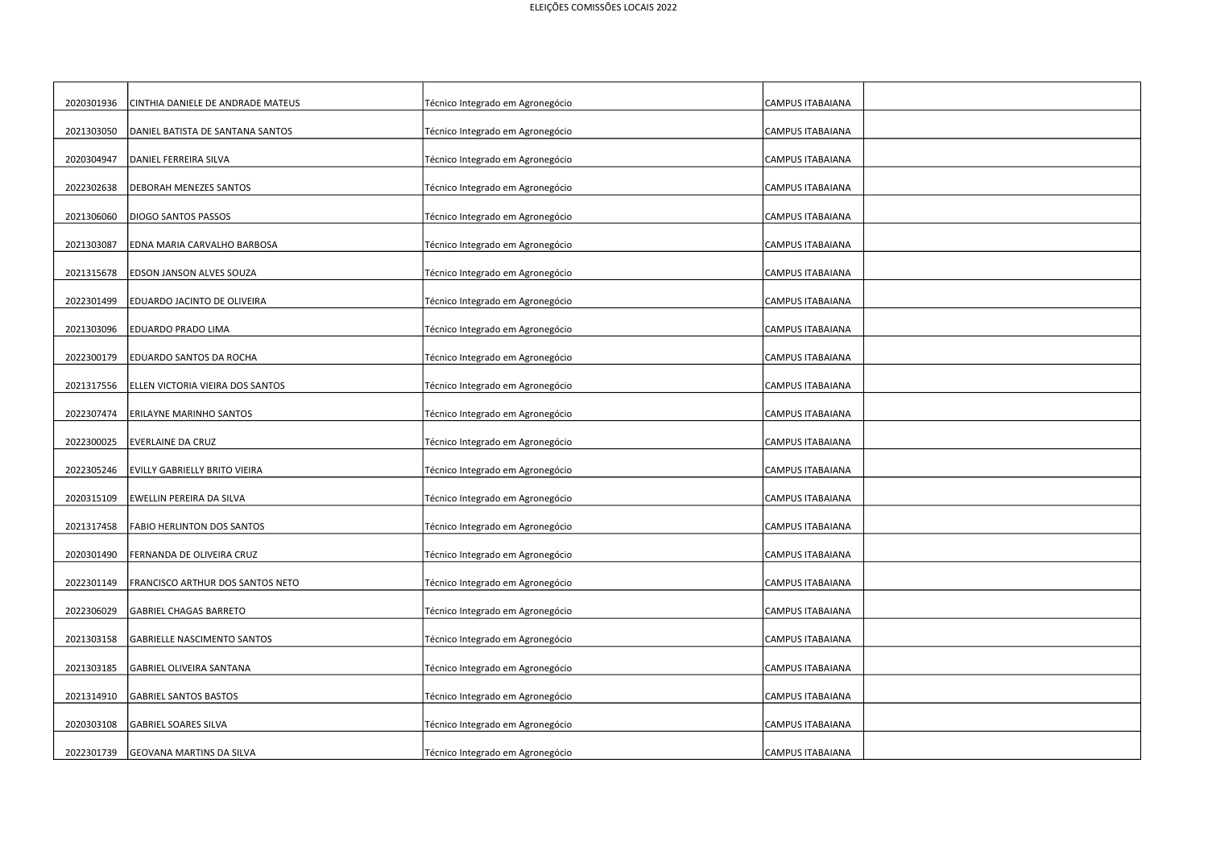| | | | | |
|---|---|---|---|---|
| 2020301936 | CINTHIA DANIELE DE ANDRADE MATEUS | Técnico Integrado em Agronegócio | CAMPUS ITABAIANA | |
| 2021303050 | DANIEL BATISTA DE SANTANA SANTOS | Técnico Integrado em Agronegócio | CAMPUS ITABAIANA | |
| 2020304947 | DANIEL FERREIRA SILVA | Técnico Integrado em Agronegócio | CAMPUS ITABAIANA | |
| 2022302638 | DEBORAH MENEZES SANTOS | Técnico Integrado em Agronegócio | CAMPUS ITABAIANA | |
| 2021306060 | DIOGO SANTOS PASSOS | Técnico Integrado em Agronegócio | CAMPUS ITABAIANA | |
| 2021303087 | EDNA MARIA CARVALHO BARBOSA | Técnico Integrado em Agronegócio | CAMPUS ITABAIANA | |
| 2021315678 | EDSON JANSON ALVES SOUZA | Técnico Integrado em Agronegócio | CAMPUS ITABAIANA | |
| 2022301499 | EDUARDO JACINTO DE OLIVEIRA | Técnico Integrado em Agronegócio | CAMPUS ITABAIANA | |
| 2021303096 | EDUARDO PRADO LIMA | Técnico Integrado em Agronegócio | CAMPUS ITABAIANA | |
| 2022300179 | EDUARDO SANTOS DA ROCHA | Técnico Integrado em Agronegócio | CAMPUS ITABAIANA | |
| 2021317556 | ELLEN VICTORIA VIEIRA DOS SANTOS | Técnico Integrado em Agronegócio | CAMPUS ITABAIANA | |
| 2022307474 | ERILAYNE MARINHO SANTOS | Técnico Integrado em Agronegócio | CAMPUS ITABAIANA | |
| 2022300025 | EVERLAINE DA CRUZ | Técnico Integrado em Agronegócio | CAMPUS ITABAIANA | |
| 2022305246 | EVILLY GABRIELLY BRITO VIEIRA | Técnico Integrado em Agronegócio | CAMPUS ITABAIANA | |
| 2020315109 | EWELLIN PEREIRA DA SILVA | Técnico Integrado em Agronegócio | CAMPUS ITABAIANA | |
| 2021317458 | FABIO HERLINTON DOS SANTOS | Técnico Integrado em Agronegócio | CAMPUS ITABAIANA | |
| 2020301490 | FERNANDA DE OLIVEIRA CRUZ | Técnico Integrado em Agronegócio | CAMPUS ITABAIANA | |
| 2022301149 | FRANCISCO ARTHUR DOS SANTOS NETO | Técnico Integrado em Agronegócio | CAMPUS ITABAIANA | |
| 2022306029 | GABRIEL CHAGAS BARRETO | Técnico Integrado em Agronegócio | CAMPUS ITABAIANA | |
| 2021303158 | GABRIELLE NASCIMENTO SANTOS | Técnico Integrado em Agronegócio | CAMPUS ITABAIANA | |
| 2021303185 | GABRIEL OLIVEIRA SANTANA | Técnico Integrado em Agronegócio | CAMPUS ITABAIANA | |
| 2021314910 | GABRIEL SANTOS BASTOS | Técnico Integrado em Agronegócio | CAMPUS ITABAIANA | |
| 2020303108 | GABRIEL SOARES SILVA | Técnico Integrado em Agronegócio | CAMPUS ITABAIANA | |
| 2022301739 | GEOVANA MARTINS DA SILVA | Técnico Integrado em Agronegócio | CAMPUS ITABAIANA | |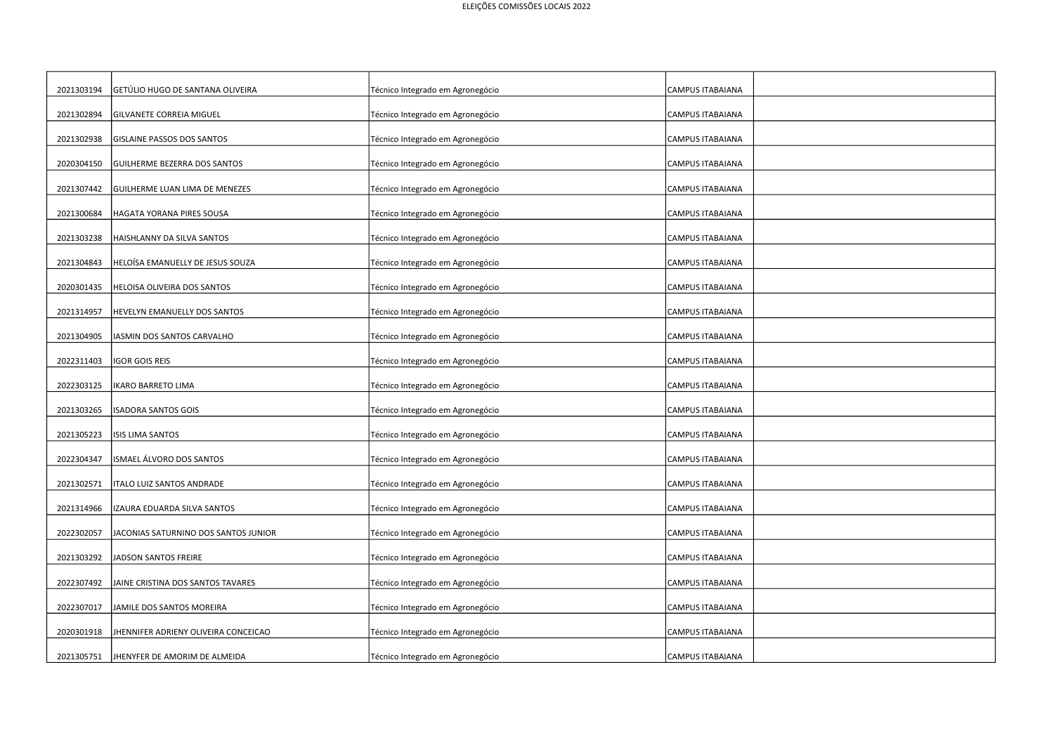| | | | | |
|---|---|---|---|---|
| 2021303194 | GETÚLIO HUGO DE SANTANA OLIVEIRA | Técnico Integrado em Agronegócio | CAMPUS ITABAIANA | |
| 2021302894 | GILVANETE CORREIA MIGUEL | Técnico Integrado em Agronegócio | CAMPUS ITABAIANA | |
| 2021302938 | GISLAINE PASSOS DOS SANTOS | Técnico Integrado em Agronegócio | CAMPUS ITABAIANA | |
| 2020304150 | GUILHERME BEZERRA DOS SANTOS | Técnico Integrado em Agronegócio | CAMPUS ITABAIANA | |
| 2021307442 | GUILHERME LUAN LIMA DE MENEZES | Técnico Integrado em Agronegócio | CAMPUS ITABAIANA | |
| 2021300684 | HAGATA YORANA PIRES SOUSA | Técnico Integrado em Agronegócio | CAMPUS ITABAIANA | |
| 2021303238 | HAISHLANNY DA SILVA SANTOS | Técnico Integrado em Agronegócio | CAMPUS ITABAIANA | |
| 2021304843 | HELOÍSA EMANUELLY DE JESUS SOUZA | Técnico Integrado em Agronegócio | CAMPUS ITABAIANA | |
| 2020301435 | HELOISA OLIVEIRA DOS SANTOS | Técnico Integrado em Agronegócio | CAMPUS ITABAIANA | |
| 2021314957 | HEVELYN EMANUELLY DOS SANTOS | Técnico Integrado em Agronegócio | CAMPUS ITABAIANA | |
| 2021304905 | IASMIN DOS SANTOS CARVALHO | Técnico Integrado em Agronegócio | CAMPUS ITABAIANA | |
| 2022311403 | IGOR GOIS REIS | Técnico Integrado em Agronegócio | CAMPUS ITABAIANA | |
| 2022303125 | IKARO BARRETO LIMA | Técnico Integrado em Agronegócio | CAMPUS ITABAIANA | |
| 2021303265 | ISADORA SANTOS GOIS | Técnico Integrado em Agronegócio | CAMPUS ITABAIANA | |
| 2021305223 | ISIS LIMA SANTOS | Técnico Integrado em Agronegócio | CAMPUS ITABAIANA | |
| 2022304347 | ISMAEL ÁLVORO DOS SANTOS | Técnico Integrado em Agronegócio | CAMPUS ITABAIANA | |
| 2021302571 | ITALO LUIZ SANTOS ANDRADE | Técnico Integrado em Agronegócio | CAMPUS ITABAIANA | |
| 2021314966 | IZAURA EDUARDA SILVA SANTOS | Técnico Integrado em Agronegócio | CAMPUS ITABAIANA | |
| 2022302057 | JACONIAS SATURNINO DOS SANTOS JUNIOR | Técnico Integrado em Agronegócio | CAMPUS ITABAIANA | |
| 2021303292 | JADSON SANTOS FREIRE | Técnico Integrado em Agronegócio | CAMPUS ITABAIANA | |
| 2022307492 | JAINE CRISTINA DOS SANTOS TAVARES | Técnico Integrado em Agronegócio | CAMPUS ITABAIANA | |
| 2022307017 | JAMILE DOS SANTOS MOREIRA | Técnico Integrado em Agronegócio | CAMPUS ITABAIANA | |
| 2020301918 | JHENNIFER ADRIENY OLIVEIRA CONCEICAO | Técnico Integrado em Agronegócio | CAMPUS ITABAIANA | |
| 2021305751 | JHENYFER DE AMORIM DE ALMEIDA | Técnico Integrado em Agronegócio | CAMPUS ITABAIANA | |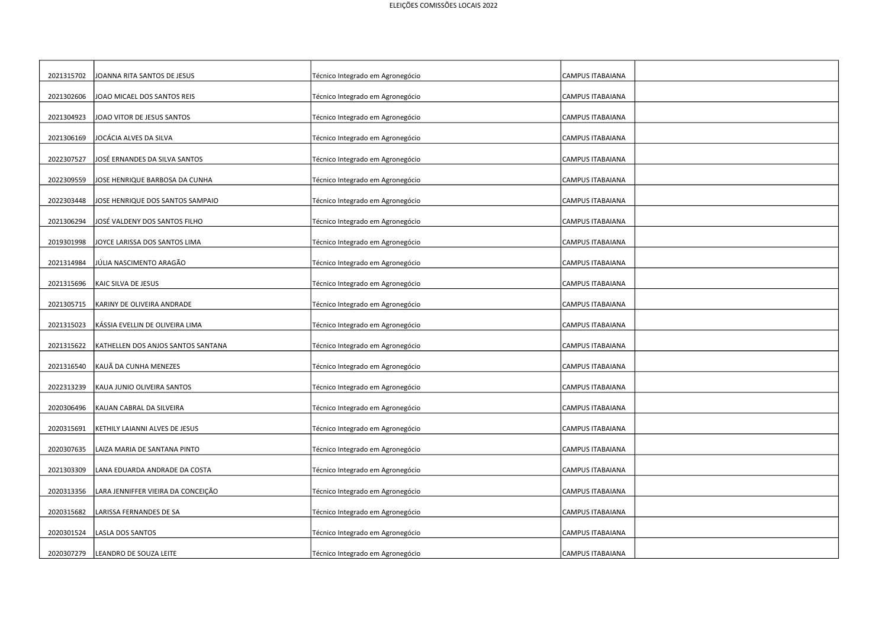| | | | | |
|---|---|---|---|---|
| 2021315702 | JOANNA RITA SANTOS DE JESUS | Técnico Integrado em Agronegócio | CAMPUS ITABAIANA | |
| 2021302606 | JOAO MICAEL DOS SANTOS REIS | Técnico Integrado em Agronegócio | CAMPUS ITABAIANA | |
| 2021304923 | JOAO VITOR DE JESUS SANTOS | Técnico Integrado em Agronegócio | CAMPUS ITABAIANA | |
| 2021306169 | JOCÁCIA ALVES DA SILVA | Técnico Integrado em Agronegócio | CAMPUS ITABAIANA | |
| 2022307527 | JOSÉ ERNANDES DA SILVA SANTOS | Técnico Integrado em Agronegócio | CAMPUS ITABAIANA | |
| 2022309559 | JOSE HENRIQUE BARBOSA DA CUNHA | Técnico Integrado em Agronegócio | CAMPUS ITABAIANA | |
| 2022303448 | JOSE HENRIQUE DOS SANTOS SAMPAIO | Técnico Integrado em Agronegócio | CAMPUS ITABAIANA | |
| 2021306294 | JOSÉ VALDENY DOS SANTOS FILHO | Técnico Integrado em Agronegócio | CAMPUS ITABAIANA | |
| 2019301998 | JOYCE LARISSA DOS SANTOS LIMA | Técnico Integrado em Agronegócio | CAMPUS ITABAIANA | |
| 2021314984 | JÚLIA NASCIMENTO ARAGÃO | Técnico Integrado em Agronegócio | CAMPUS ITABAIANA | |
| 2021315696 | KAIC SILVA DE JESUS | Técnico Integrado em Agronegócio | CAMPUS ITABAIANA | |
| 2021305715 | KARINY DE OLIVEIRA ANDRADE | Técnico Integrado em Agronegócio | CAMPUS ITABAIANA | |
| 2021315023 | KÁSSIA EVELLIN DE OLIVEIRA LIMA | Técnico Integrado em Agronegócio | CAMPUS ITABAIANA | |
| 2021315622 | KATHELLEN DOS ANJOS SANTOS SANTANA | Técnico Integrado em Agronegócio | CAMPUS ITABAIANA | |
| 2021316540 | KAUÃ DA CUNHA MENEZES | Técnico Integrado em Agronegócio | CAMPUS ITABAIANA | |
| 2022313239 | KAUA JUNIO OLIVEIRA SANTOS | Técnico Integrado em Agronegócio | CAMPUS ITABAIANA | |
| 2020306496 | KAUAN CABRAL DA SILVEIRA | Técnico Integrado em Agronegócio | CAMPUS ITABAIANA | |
| 2020315691 | KETHILY LAIANNI ALVES DE JESUS | Técnico Integrado em Agronegócio | CAMPUS ITABAIANA | |
| 2020307635 | LAIZA MARIA DE SANTANA PINTO | Técnico Integrado em Agronegócio | CAMPUS ITABAIANA | |
| 2021303309 | LANA EDUARDA ANDRADE DA COSTA | Técnico Integrado em Agronegócio | CAMPUS ITABAIANA | |
| 2020313356 | LARA JENNIFFER VIEIRA DA CONCEIÇÃO | Técnico Integrado em Agronegócio | CAMPUS ITABAIANA | |
| 2020315682 | LARISSA FERNANDES DE SA | Técnico Integrado em Agronegócio | CAMPUS ITABAIANA | |
| 2020301524 | LASLA DOS SANTOS | Técnico Integrado em Agronegócio | CAMPUS ITABAIANA | |
| 2020307279 | LEANDRO DE SOUZA LEITE | Técnico Integrado em Agronegócio | CAMPUS ITABAIANA | |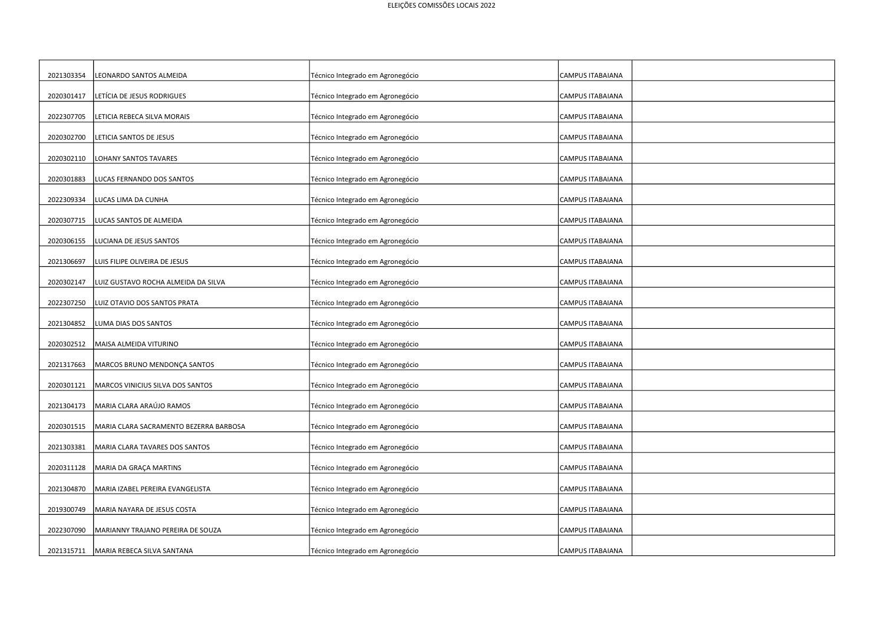| | | | | |
|---|---|---|---|---|
| 2021303354 | LEONARDO SANTOS ALMEIDA | Técnico Integrado em Agronegócio | CAMPUS ITABAIANA | |
| 2020301417 | LETÍCIA DE JESUS RODRIGUES | Técnico Integrado em Agronegócio | CAMPUS ITABAIANA | |
| 2022307705 | LETICIA REBECA SILVA MORAIS | Técnico Integrado em Agronegócio | CAMPUS ITABAIANA | |
| 2020302700 | LETICIA SANTOS DE JESUS | Técnico Integrado em Agronegócio | CAMPUS ITABAIANA | |
| 2020302110 | LOHANY SANTOS TAVARES | Técnico Integrado em Agronegócio | CAMPUS ITABAIANA | |
| 2020301883 | LUCAS FERNANDO DOS SANTOS | Técnico Integrado em Agronegócio | CAMPUS ITABAIANA | |
| 2022309334 | LUCAS LIMA DA CUNHA | Técnico Integrado em Agronegócio | CAMPUS ITABAIANA | |
| 2020307715 | LUCAS SANTOS DE ALMEIDA | Técnico Integrado em Agronegócio | CAMPUS ITABAIANA | |
| 2020306155 | LUCIANA DE JESUS SANTOS | Técnico Integrado em Agronegócio | CAMPUS ITABAIANA | |
| 2021306697 | LUIS FILIPE OLIVEIRA DE JESUS | Técnico Integrado em Agronegócio | CAMPUS ITABAIANA | |
| 2020302147 | LUIZ GUSTAVO ROCHA ALMEIDA DA SILVA | Técnico Integrado em Agronegócio | CAMPUS ITABAIANA | |
| 2022307250 | LUIZ OTAVIO DOS SANTOS PRATA | Técnico Integrado em Agronegócio | CAMPUS ITABAIANA | |
| 2021304852 | LUMA DIAS DOS SANTOS | Técnico Integrado em Agronegócio | CAMPUS ITABAIANA | |
| 2020302512 | MAISA ALMEIDA VITURINO | Técnico Integrado em Agronegócio | CAMPUS ITABAIANA | |
| 2021317663 | MARCOS BRUNO MENDONÇA SANTOS | Técnico Integrado em Agronegócio | CAMPUS ITABAIANA | |
| 2020301121 | MARCOS VINICIUS SILVA DOS SANTOS | Técnico Integrado em Agronegócio | CAMPUS ITABAIANA | |
| 2021304173 | MARIA CLARA ARAÚJO RAMOS | Técnico Integrado em Agronegócio | CAMPUS ITABAIANA | |
| 2020301515 | MARIA CLARA SACRAMENTO BEZERRA BARBOSA | Técnico Integrado em Agronegócio | CAMPUS ITABAIANA | |
| 2021303381 | MARIA CLARA TAVARES DOS SANTOS | Técnico Integrado em Agronegócio | CAMPUS ITABAIANA | |
| 2020311128 | MARIA DA GRAÇA MARTINS | Técnico Integrado em Agronegócio | CAMPUS ITABAIANA | |
| 2021304870 | MARIA IZABEL PEREIRA EVANGELISTA | Técnico Integrado em Agronegócio | CAMPUS ITABAIANA | |
| 2019300749 | MARIA NAYARA DE JESUS COSTA | Técnico Integrado em Agronegócio | CAMPUS ITABAIANA | |
| 2022307090 | MARIANNY TRAJANO PEREIRA DE SOUZA | Técnico Integrado em Agronegócio | CAMPUS ITABAIANA | |
| 2021315711 | MARIA REBECA SILVA SANTANA | Técnico Integrado em Agronegócio | CAMPUS ITABAIANA | |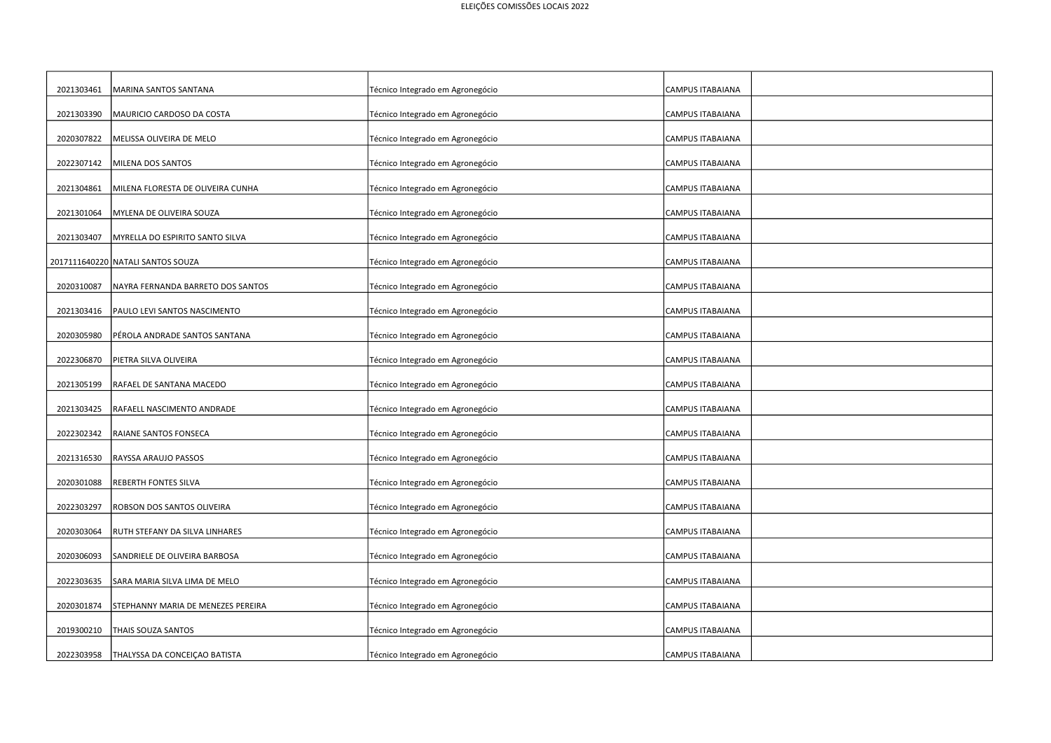| | | | | |
|---|---|---|---|---|
| 2021303461 | MARINA SANTOS SANTANA | Técnico Integrado em Agronegócio | CAMPUS ITABAIANA | |
| 2021303390 | MAURICIO CARDOSO DA COSTA | Técnico Integrado em Agronegócio | CAMPUS ITABAIANA | |
| 2020307822 | MELISSA OLIVEIRA DE MELO | Técnico Integrado em Agronegócio | CAMPUS ITABAIANA | |
| 2022307142 | MILENA DOS SANTOS | Técnico Integrado em Agronegócio | CAMPUS ITABAIANA | |
| 2021304861 | MILENA FLORESTA DE OLIVEIRA CUNHA | Técnico Integrado em Agronegócio | CAMPUS ITABAIANA | |
| 2021301064 | MYLENA DE OLIVEIRA SOUZA | Técnico Integrado em Agronegócio | CAMPUS ITABAIANA | |
| 2021303407 | MYRELLA DO ESPIRITO SANTO SILVA | Técnico Integrado em Agronegócio | CAMPUS ITABAIANA | |
| 2017111640220 | NATALI SANTOS SOUZA | Técnico Integrado em Agronegócio | CAMPUS ITABAIANA | |
| 2020310087 | NAYRA FERNANDA BARRETO DOS SANTOS | Técnico Integrado em Agronegócio | CAMPUS ITABAIANA | |
| 2021303416 | PAULO LEVI SANTOS NASCIMENTO | Técnico Integrado em Agronegócio | CAMPUS ITABAIANA | |
| 2020305980 | PÉROLA ANDRADE SANTOS SANTANA | Técnico Integrado em Agronegócio | CAMPUS ITABAIANA | |
| 2022306870 | PIETRA SILVA OLIVEIRA | Técnico Integrado em Agronegócio | CAMPUS ITABAIANA | |
| 2021305199 | RAFAEL DE SANTANA MACEDO | Técnico Integrado em Agronegócio | CAMPUS ITABAIANA | |
| 2021303425 | RAFAELL NASCIMENTO ANDRADE | Técnico Integrado em Agronegócio | CAMPUS ITABAIANA | |
| 2022302342 | RAIANE SANTOS FONSECA | Técnico Integrado em Agronegócio | CAMPUS ITABAIANA | |
| 2021316530 | RAYSSA ARAUJO PASSOS | Técnico Integrado em Agronegócio | CAMPUS ITABAIANA | |
| 2020301088 | REBERTH FONTES SILVA | Técnico Integrado em Agronegócio | CAMPUS ITABAIANA | |
| 2022303297 | ROBSON DOS SANTOS OLIVEIRA | Técnico Integrado em Agronegócio | CAMPUS ITABAIANA | |
| 2020303064 | RUTH STEFANY DA SILVA LINHARES | Técnico Integrado em Agronegócio | CAMPUS ITABAIANA | |
| 2020306093 | SANDRIELE DE OLIVEIRA BARBOSA | Técnico Integrado em Agronegócio | CAMPUS ITABAIANA | |
| 2022303635 | SARA MARIA SILVA LIMA DE MELO | Técnico Integrado em Agronegócio | CAMPUS ITABAIANA | |
| 2020301874 | STEPHANNY MARIA DE MENEZES PEREIRA | Técnico Integrado em Agronegócio | CAMPUS ITABAIANA | |
| 2019300210 | THAIS SOUZA SANTOS | Técnico Integrado em Agronegócio | CAMPUS ITABAIANA | |
| 2022303958 | THALYSSA DA CONCEIÇAO BATISTA | Técnico Integrado em Agronegócio | CAMPUS ITABAIANA | |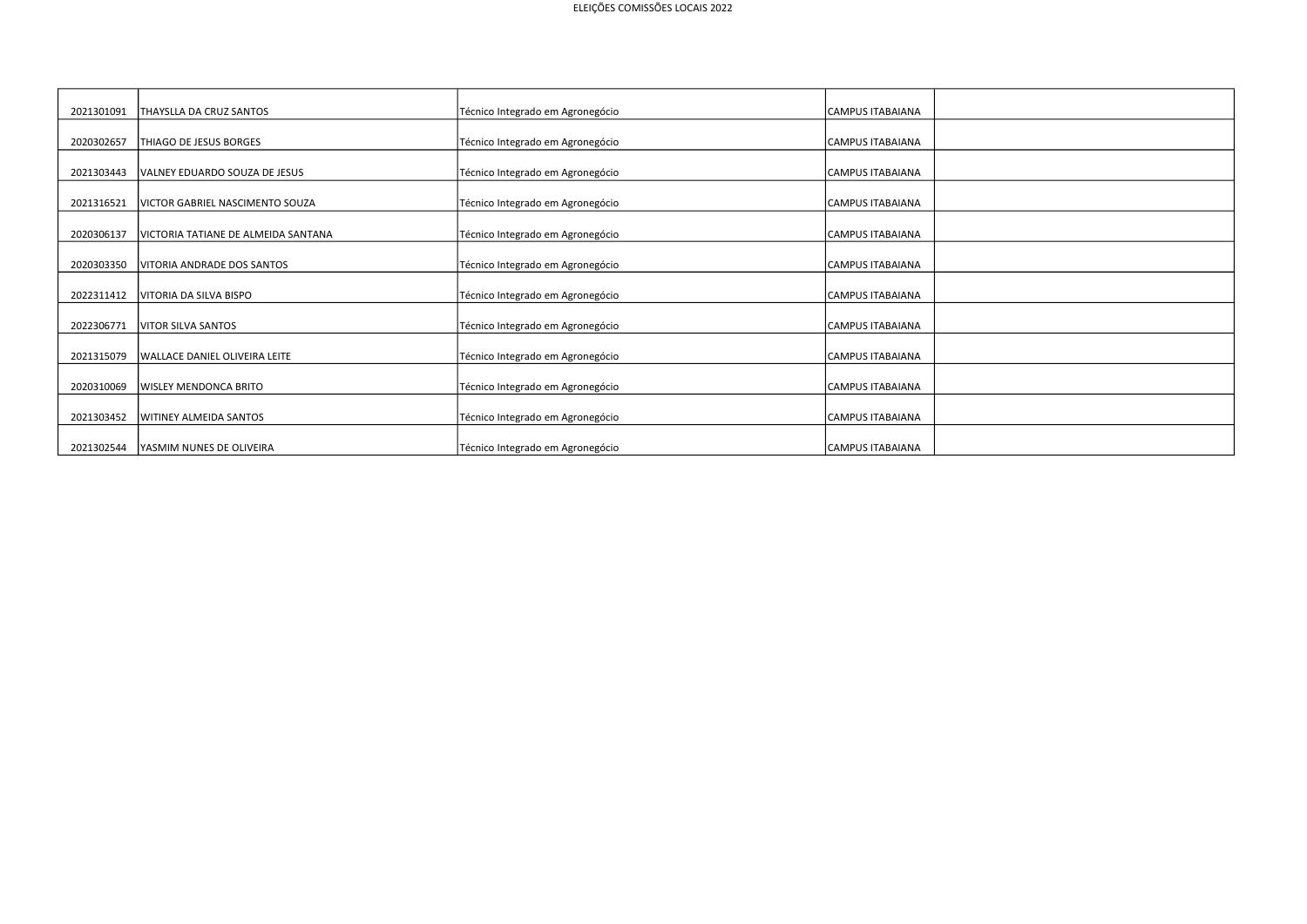| | | | | |
|---|---|---|---|---|
| 2021301091 | THAYSLLA DA CRUZ SANTOS | Técnico Integrado em Agronegócio | CAMPUS ITABAIANA | |
| 2020302657 | THIAGO DE JESUS BORGES | Técnico Integrado em Agronegócio | CAMPUS ITABAIANA | |
| 2021303443 | VALNEY EDUARDO SOUZA DE JESUS | Técnico Integrado em Agronegócio | CAMPUS ITABAIANA | |
| 2021316521 | VICTOR GABRIEL NASCIMENTO SOUZA | Técnico Integrado em Agronegócio | CAMPUS ITABAIANA | |
| 2020306137 | VICTORIA TATIANE DE ALMEIDA SANTANA | Técnico Integrado em Agronegócio | CAMPUS ITABAIANA | |
| 2020303350 | VITORIA ANDRADE DOS SANTOS | Técnico Integrado em Agronegócio | CAMPUS ITABAIANA | |
| 2022311412 | VITORIA DA SILVA BISPO | Técnico Integrado em Agronegócio | CAMPUS ITABAIANA | |
| 2022306771 | VITOR SILVA SANTOS | Técnico Integrado em Agronegócio | CAMPUS ITABAIANA | |
| 2021315079 | WALLACE DANIEL OLIVEIRA LEITE | Técnico Integrado em Agronegócio | CAMPUS ITABAIANA | |
| 2020310069 | WISLEY MENDONCA BRITO | Técnico Integrado em Agronegócio | CAMPUS ITABAIANA | |
| 2021303452 | WITINEY ALMEIDA SANTOS | Técnico Integrado em Agronegócio | CAMPUS ITABAIANA | |
| 2021302544 | YASMIM NUNES DE OLIVEIRA | Técnico Integrado em Agronegócio | CAMPUS ITABAIANA | |